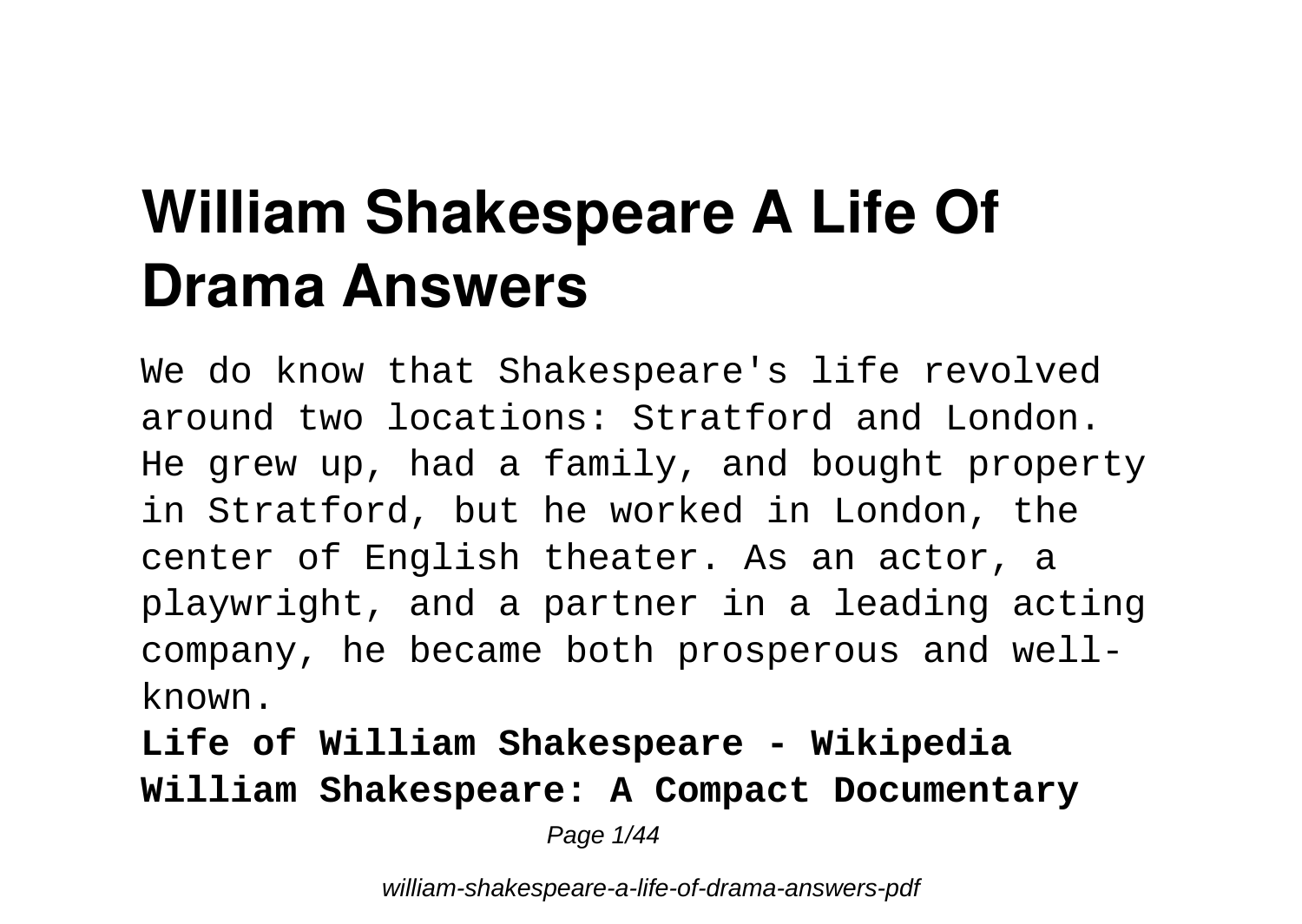# William Shakespeare A Life Of Drama Answers

We do know that Shakespeare's life revolved around two locations: Stratford and London. He grew up, had a family, and bought property in Stratford, but he worked in London, the center of English theater. As an actor, a playwright, and a partner in a leading acting company, he became both prosperous and well-known.

**Life of William Shakespeare - Wikipedia**

**William Shakespeare: A Compact Documentary**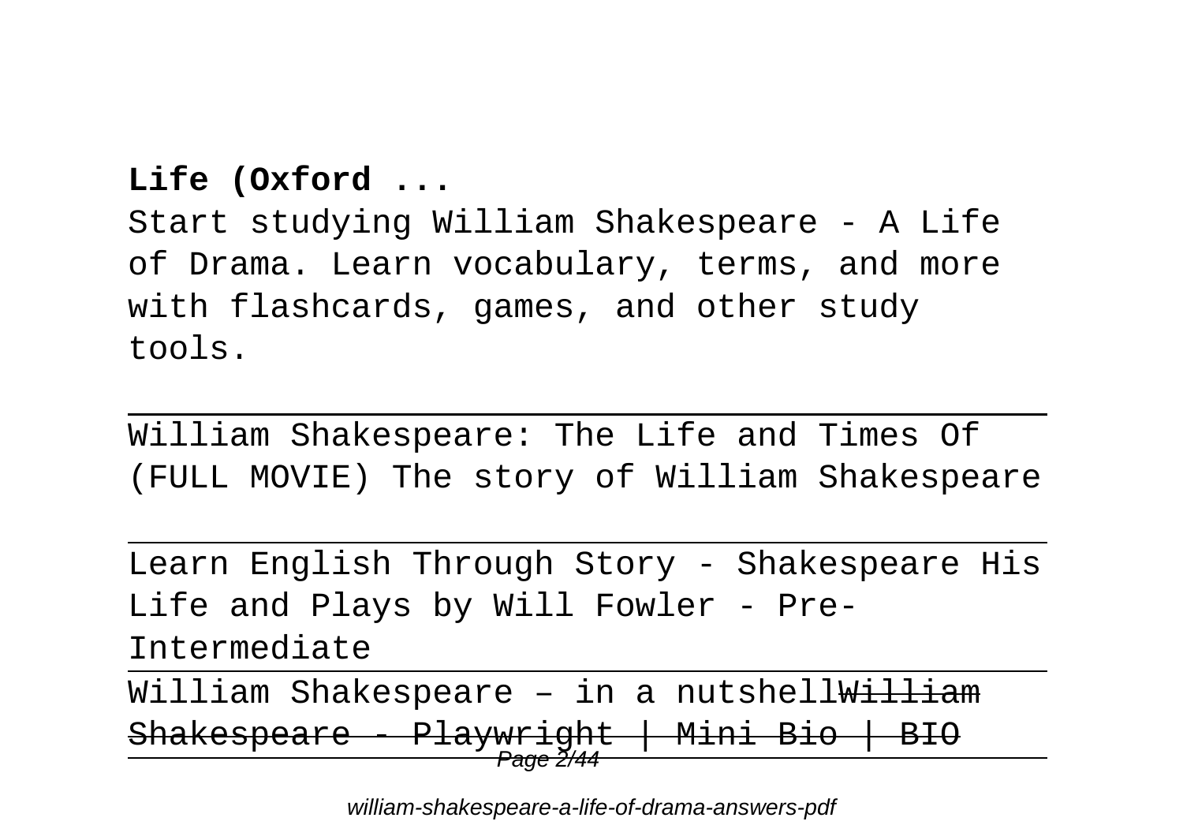**Life (Oxford ...**

Start studying William Shakespeare - A Life of Drama. Learn vocabulary, terms, and more with flashcards, games, and other study tools.

---

William Shakespeare: The Life and Times Of (FULL MOVIE) The story of William Shakespeare

---

Learn English Through Story - Shakespeare His Life and Plays by Will Fowler - Pre-Intermediate

---

William Shakespeare – in a nutshell~~William Shakespeare - Playwright | Mini Bio | BIO~~

---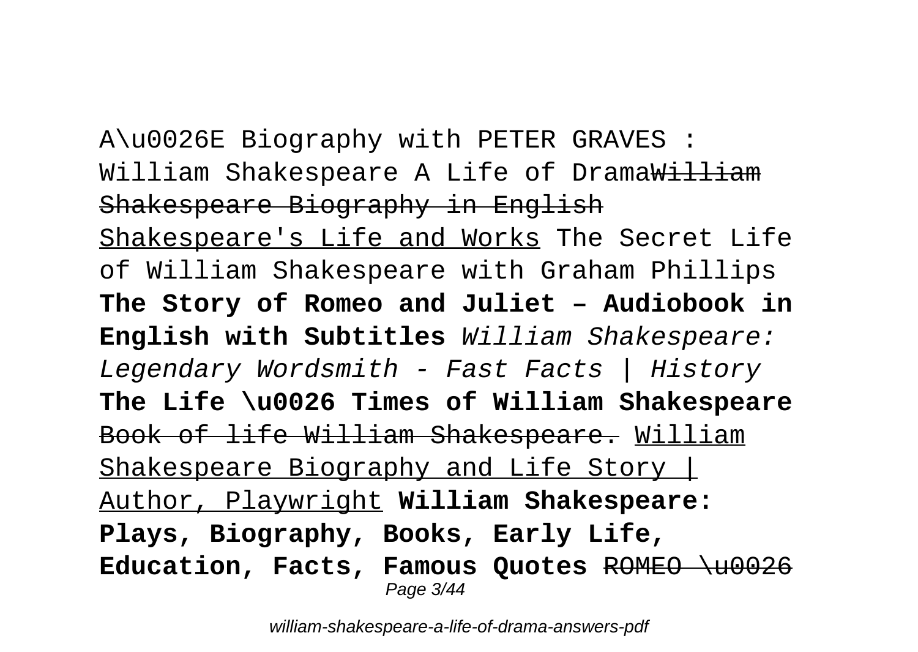A\u0026E Biography with PETER GRAVES : William Shakespeare A Life of Drama~~William Shakespeare Biography in English~~ Shakespeare's Life and Works The Secret Life of William Shakespeare with Graham Phillips **The Story of Romeo and Juliet – Audiobook in English with Subtitles** *William Shakespeare: Legendary Wordsmith - Fast Facts | History* **The Life \u0026 Times of William Shakespeare** ~~Book of life William Shakespeare.~~ William Shakespeare Biography and Life Story | Author, Playwright **William Shakespeare: Plays, Biography, Books, Early Life, Education, Facts, Famous Quotes** ~~ROMEO \u0026~~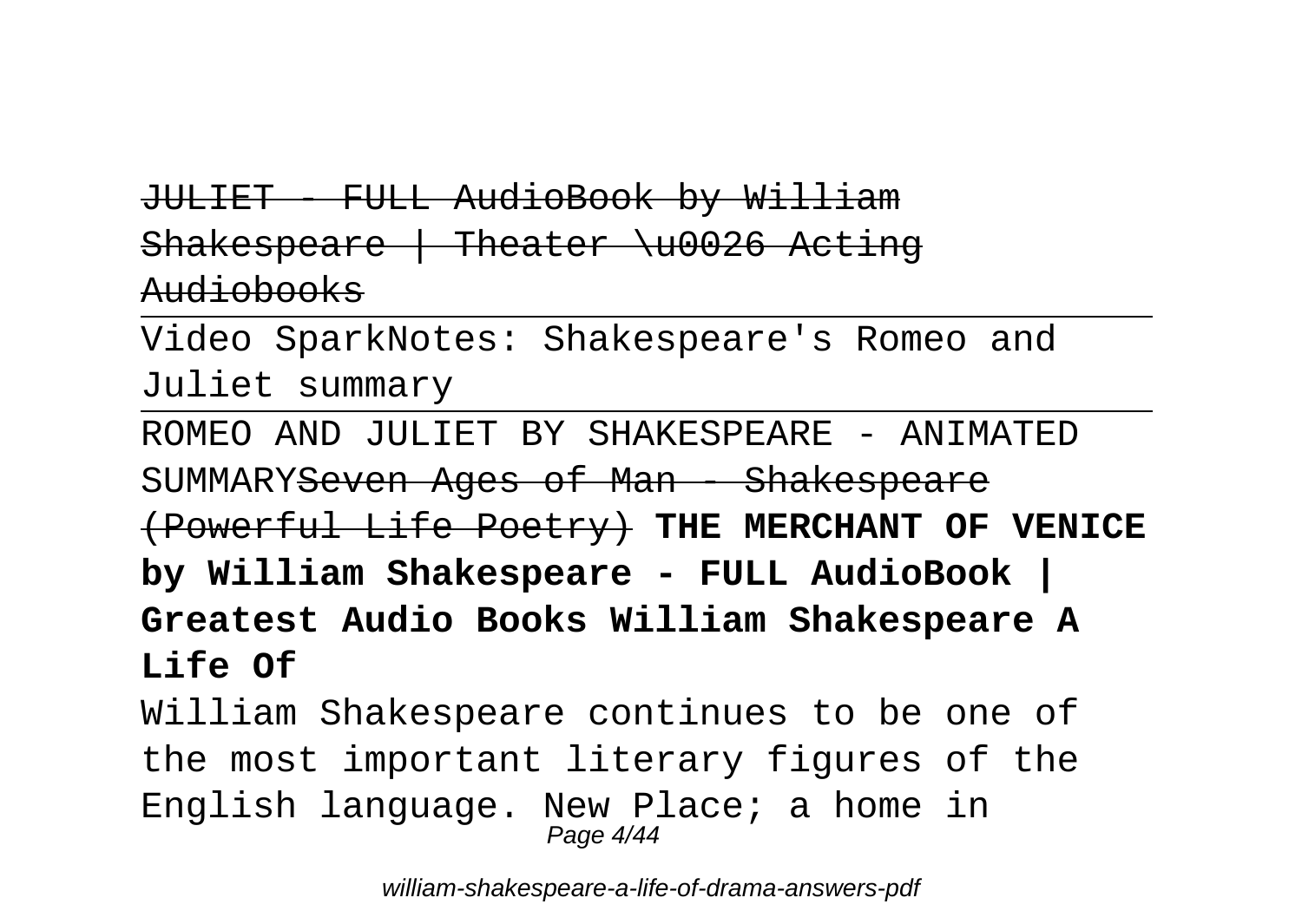~~JULIET - FULL AudioBook by William Shakespeare | Theater \u0026 Acting Audiobooks~~

---

Video SparkNotes: Shakespeare's Romeo and Juliet summary

---

ROMEO AND JULIET BY SHAKESPEARE - ANIMATED SUMMARY~~Seven Ages of Man - Shakespeare (Powerful Life Poetry)~~ **THE MERCHANT OF VENICE by William Shakespeare - FULL AudioBook | Greatest Audio Books William Shakespeare A Life Of**

William Shakespeare continues to be one of the most important literary figures of the English language. New Place; a home in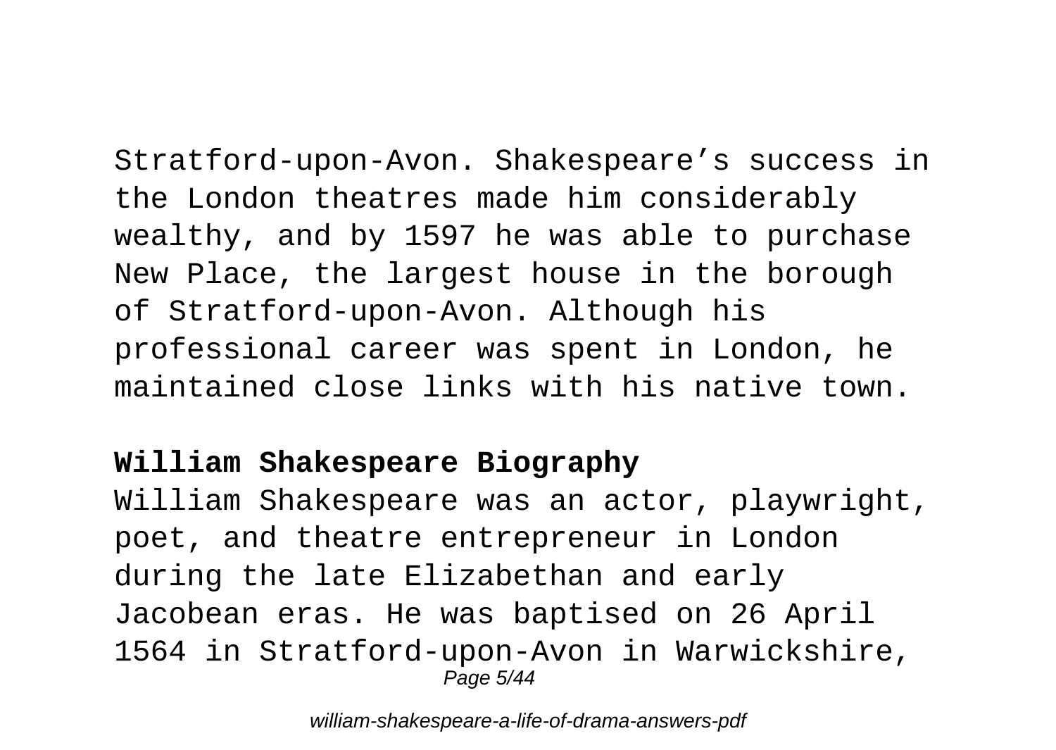Stratford-upon-Avon. Shakespeare’s success in the London theatres made him considerably wealthy, and by 1597 he was able to purchase New Place, the largest house in the borough of Stratford-upon-Avon. Although his professional career was spent in London, he maintained close links with his native town.

**William Shakespeare Biography**

William Shakespeare was an actor, playwright, poet, and theatre entrepreneur in London during the late Elizabethan and early Jacobean eras. He was baptised on 26 April 1564 in Stratford-upon-Avon in Warwickshire,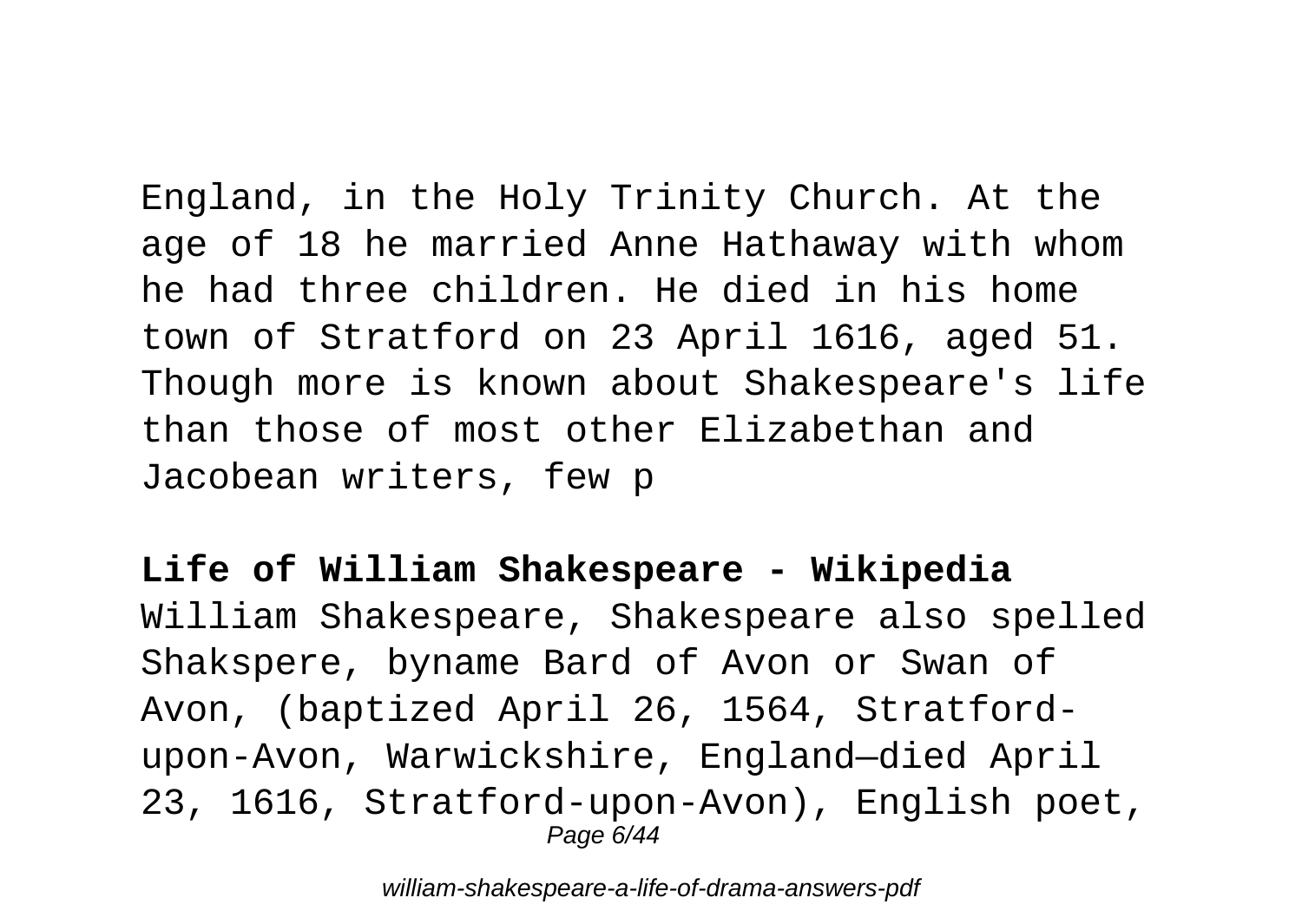England, in the Holy Trinity Church. At the age of 18 he married Anne Hathaway with whom he had three children. He died in his home town of Stratford on 23 April 1616, aged 51. Though more is known about Shakespeare's life than those of most other Elizabethan and Jacobean writers, few p

**Life of William Shakespeare - Wikipedia**

William Shakespeare, Shakespeare also spelled Shakspere, byname Bard of Avon or Swan of Avon, (baptized April 26, 1564, Stratford-upon-Avon, Warwickshire, England—died April 23, 1616, Stratford-upon-Avon), English poet,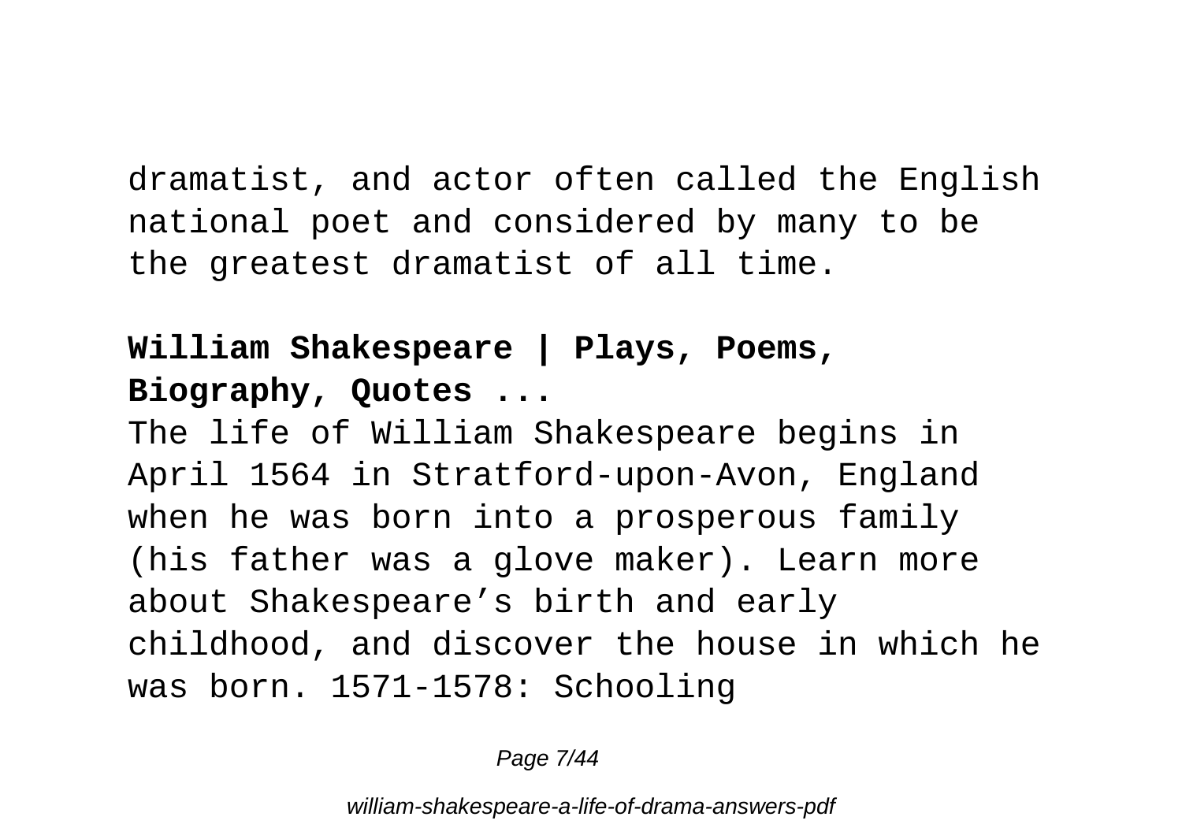dramatist, and actor often called the English national poet and considered by many to be the greatest dramatist of all time.

**William Shakespeare | Plays, Poems, Biography, Quotes ...**

The life of William Shakespeare begins in April 1564 in Stratford-upon-Avon, England when he was born into a prosperous family (his father was a glove maker). Learn more about Shakespeare’s birth and early childhood, and discover the house in which he was born. 1571-1578: Schooling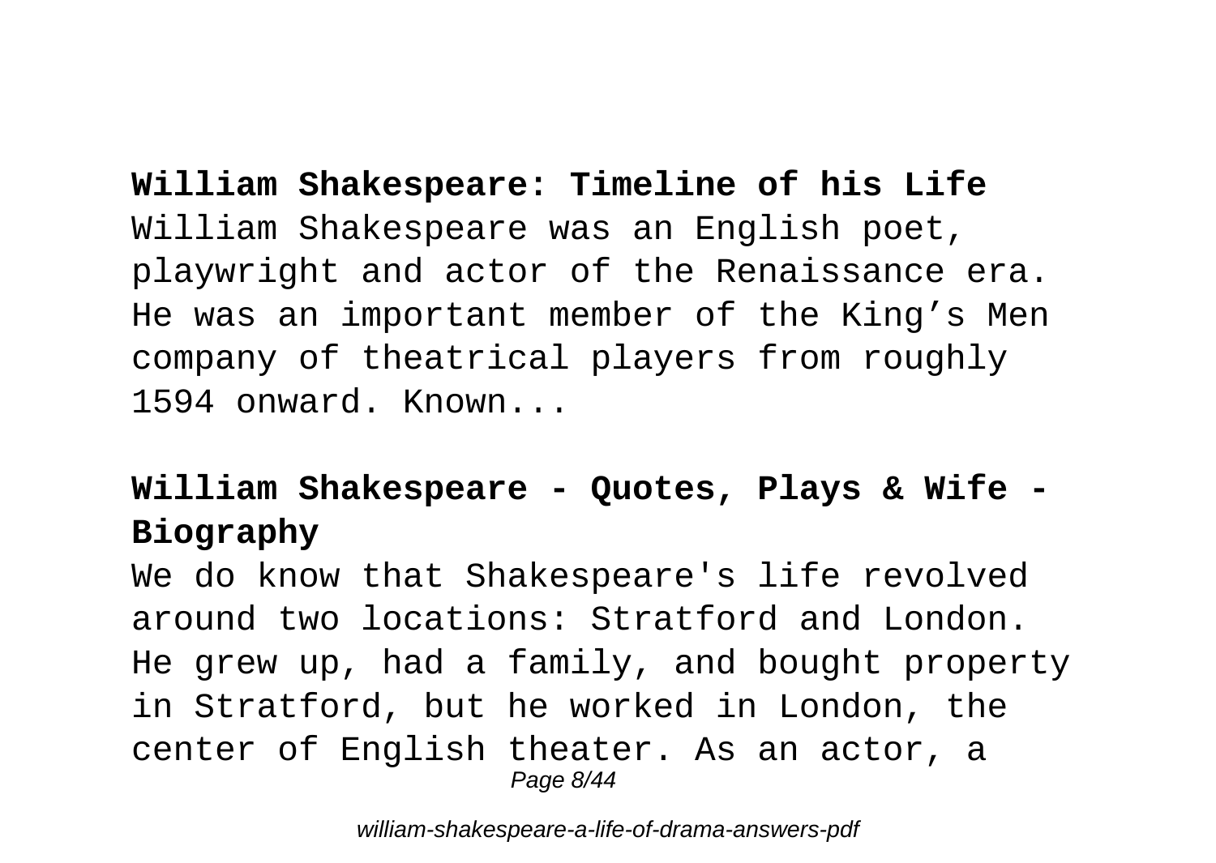**William Shakespeare: Timeline of his Life**

William Shakespeare was an English poet, playwright and actor of the Renaissance era. He was an important member of the King’s Men company of theatrical players from roughly 1594 onward. Known...

**William Shakespeare - Quotes, Plays & Wife - Biography**

We do know that Shakespeare's life revolved around two locations: Stratford and London. He grew up, had a family, and bought property in Stratford, but he worked in London, the center of English theater. As an actor, a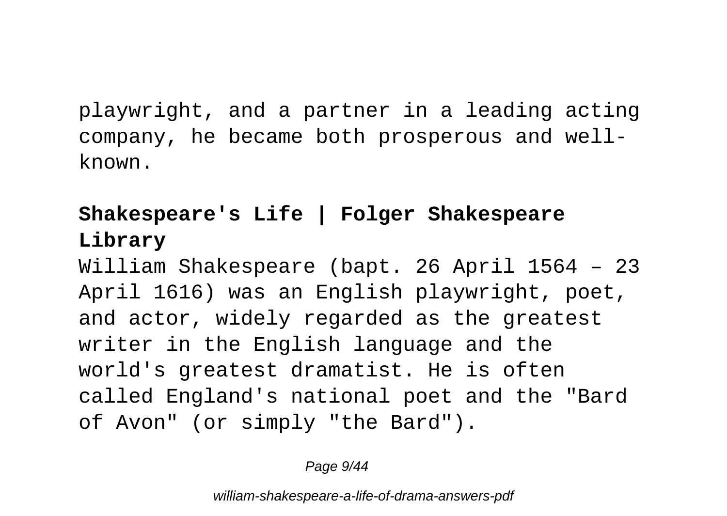playwright, and a partner in a leading acting company, he became both prosperous and well-known.

## Shakespeare's Life | Folger Shakespeare Library

William Shakespeare (bapt. 26 April 1564 – 23 April 1616) was an English playwright, poet, and actor, widely regarded as the greatest writer in the English language and the world's greatest dramatist. He is often called England's national poet and the "Bard of Avon" (or simply "the Bard").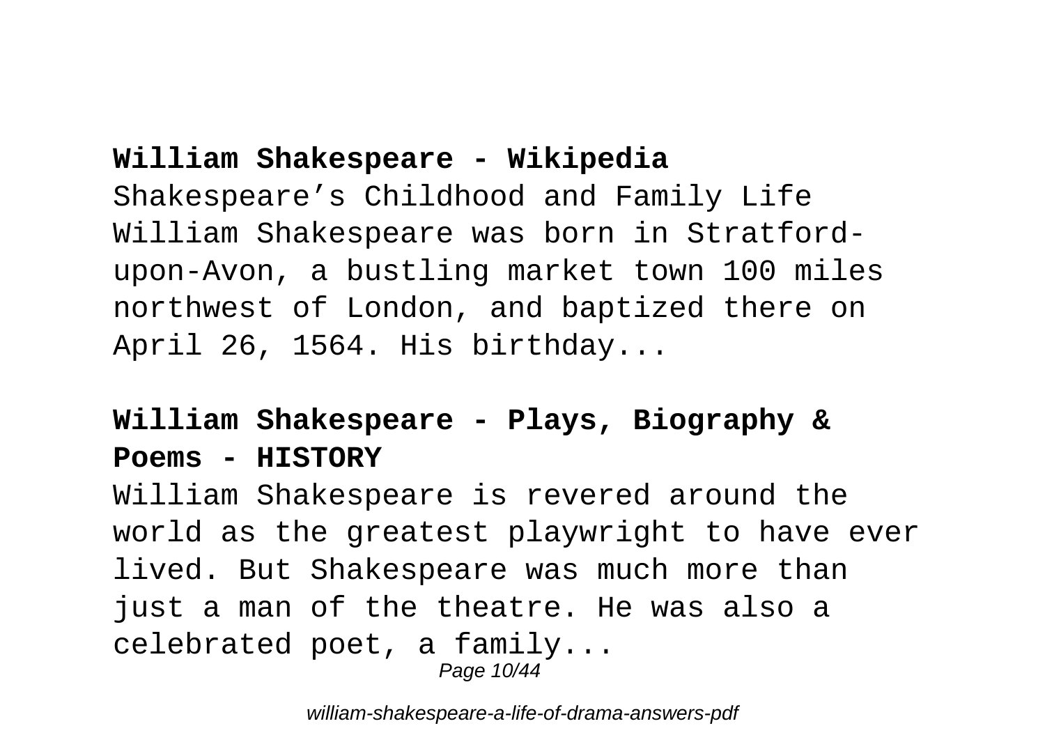**William Shakespeare - Wikipedia**

Shakespeare’s Childhood and Family Life William Shakespeare was born in Stratford-upon-Avon, a bustling market town 100 miles northwest of London, and baptized there on April 26, 1564. His birthday...

**William Shakespeare - Plays, Biography & Poems - HISTORY**

William Shakespeare is revered around the world as the greatest playwright to have ever lived. But Shakespeare was much more than just a man of the theatre. He was also a celebrated poet, a family...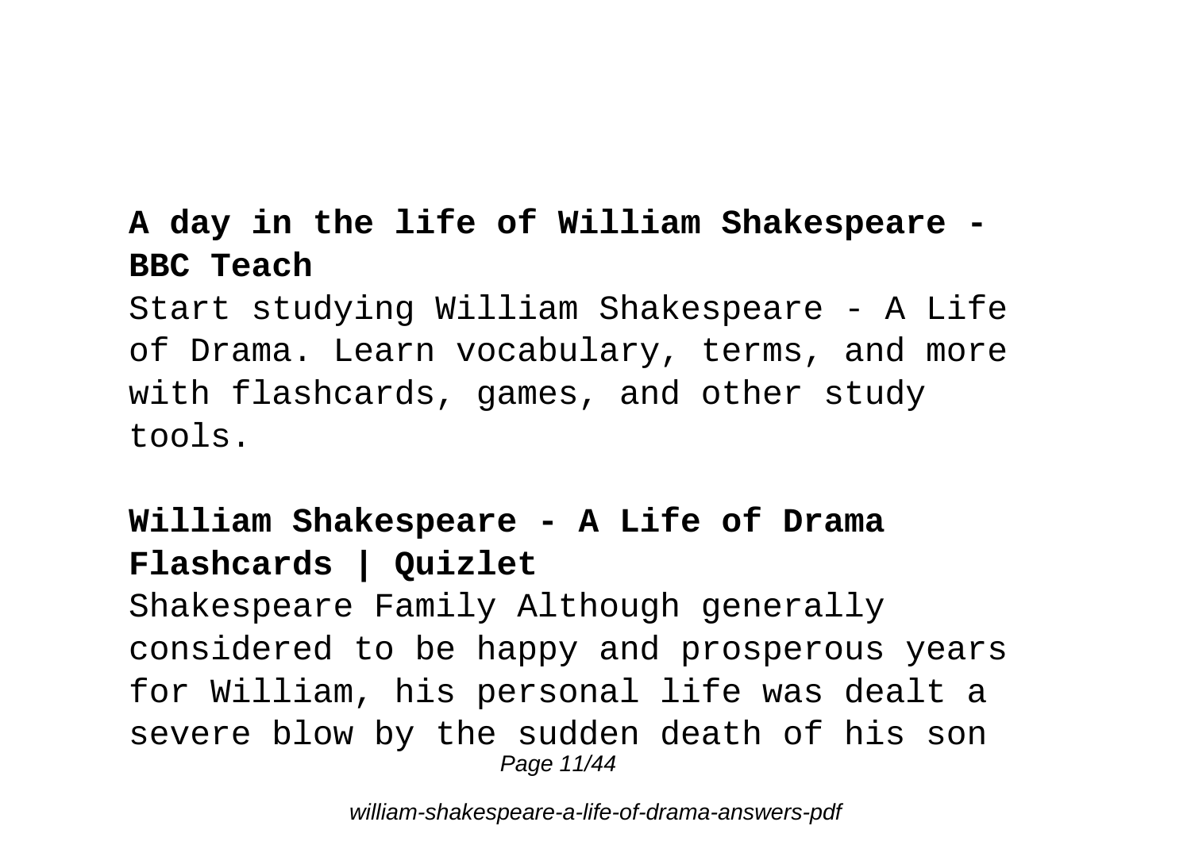**A day in the life of William Shakespeare - BBC Teach**

Start studying William Shakespeare - A Life of Drama. Learn vocabulary, terms, and more with flashcards, games, and other study tools.

**William Shakespeare - A Life of Drama Flashcards | Quizlet**

Shakespeare Family Although generally considered to be happy and prosperous years for William, his personal life was dealt a severe blow by the sudden death of his son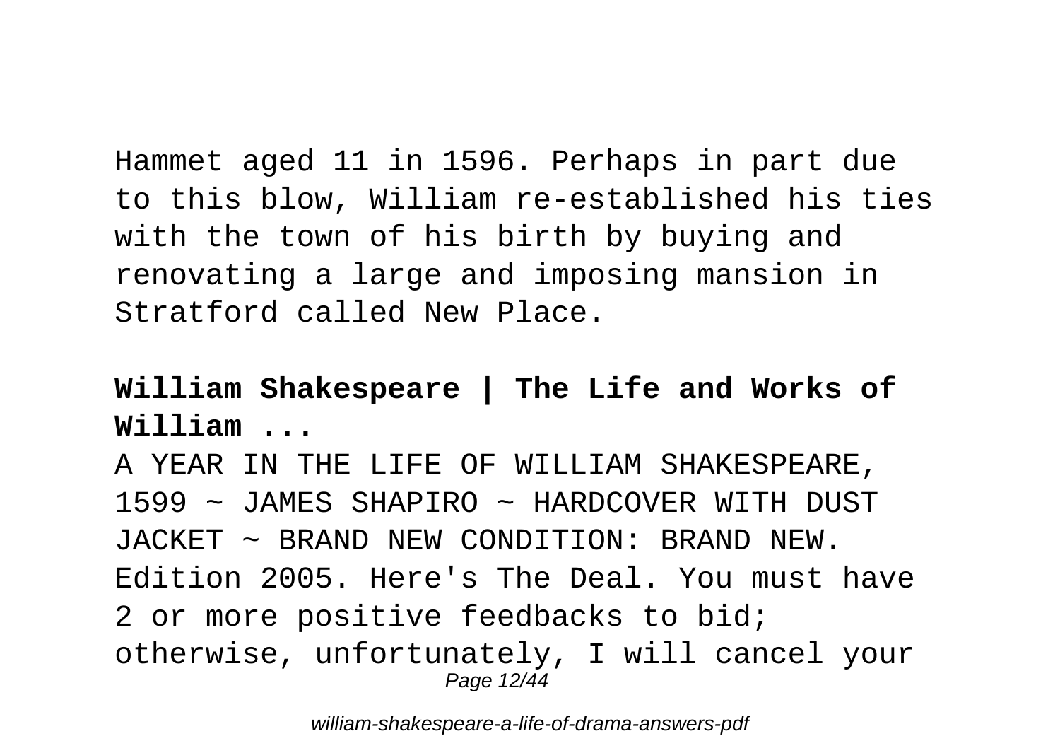Hammet aged 11 in 1596. Perhaps in part due to this blow, William re-established his ties with the town of his birth by buying and renovating a large and imposing mansion in Stratford called New Place.

**William Shakespeare | The Life and Works of William ...**

A YEAR IN THE LIFE OF WILLIAM SHAKESPEARE, 1599 ~ JAMES SHAPIRO ~ HARDCOVER WITH DUST JACKET ~ BRAND NEW CONDITION: BRAND NEW. Edition 2005. Here's The Deal. You must have 2 or more positive feedbacks to bid; otherwise, unfortunately, I will cancel your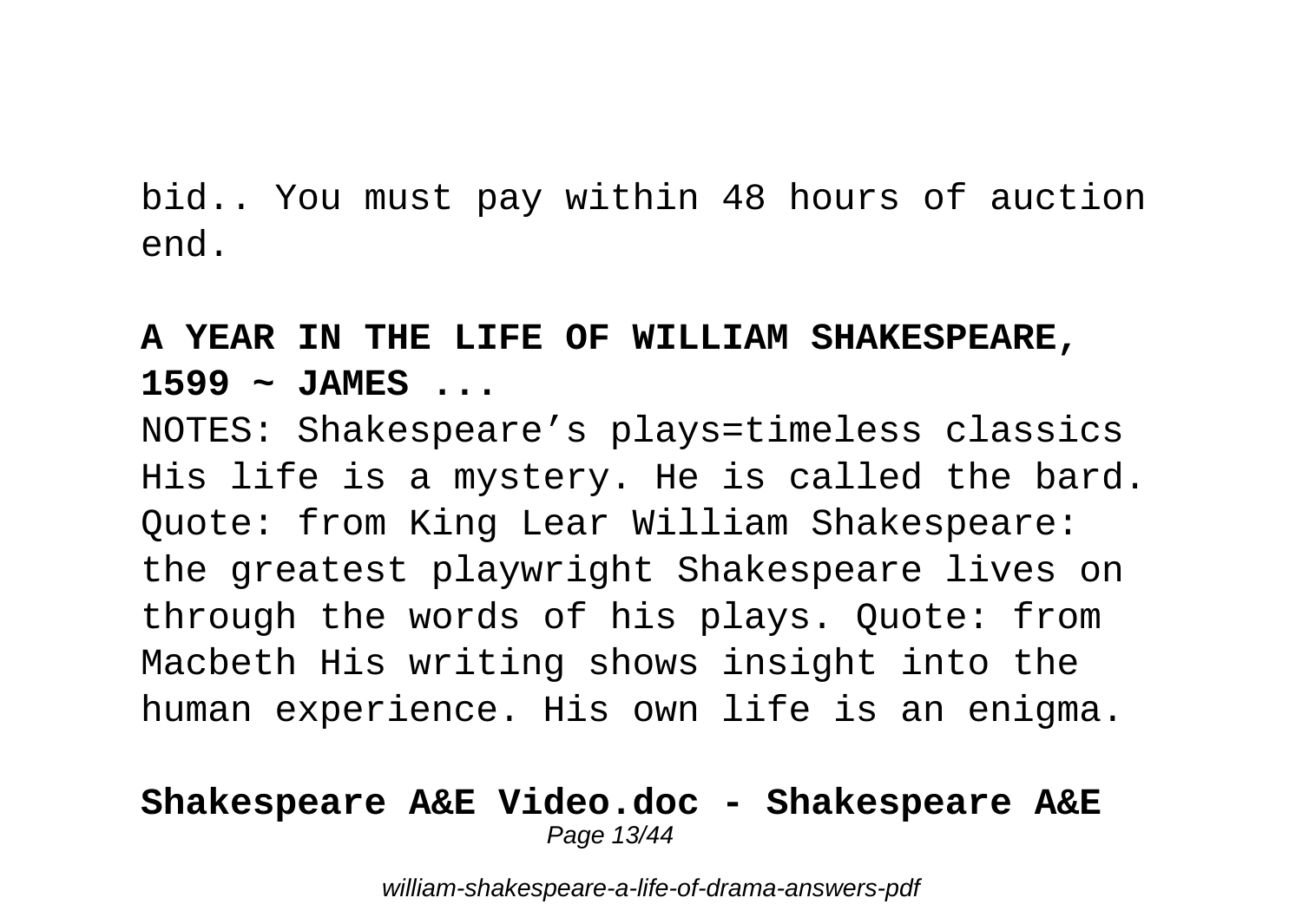bid.. You must pay within 48 hours of auction end.

**A YEAR IN THE LIFE OF WILLIAM SHAKESPEARE, 1599 ~ JAMES ...**

NOTES: Shakespeare's plays=timeless classics His life is a mystery. He is called the bard. Quote: from King Lear William Shakespeare: the greatest playwright Shakespeare lives on through the words of his plays. Quote: from Macbeth His writing shows insight into the human experience. His own life is an enigma.

**Shakespeare A&E Video.doc - Shakespeare A&E**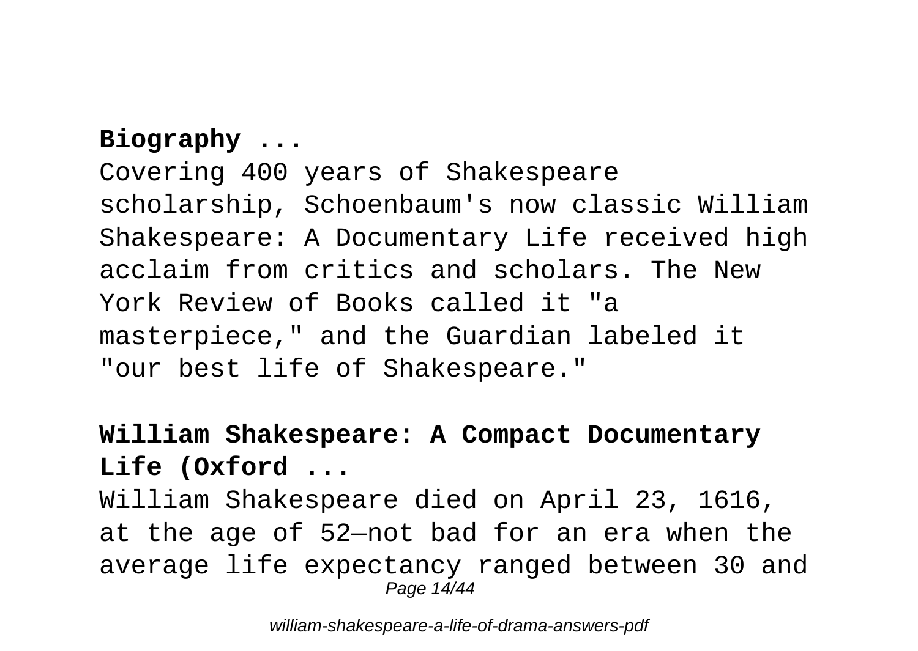**Biography ...**

Covering 400 years of Shakespeare scholarship, Schoenbaum's now classic William Shakespeare: A Documentary Life received high acclaim from critics and scholars. The New York Review of Books called it "a masterpiece," and the Guardian labeled it "our best life of Shakespeare."

**William Shakespeare: A Compact Documentary Life (Oxford ...**

William Shakespeare died on April 23, 1616, at the age of 52—not bad for an era when the average life expectancy ranged between 30 and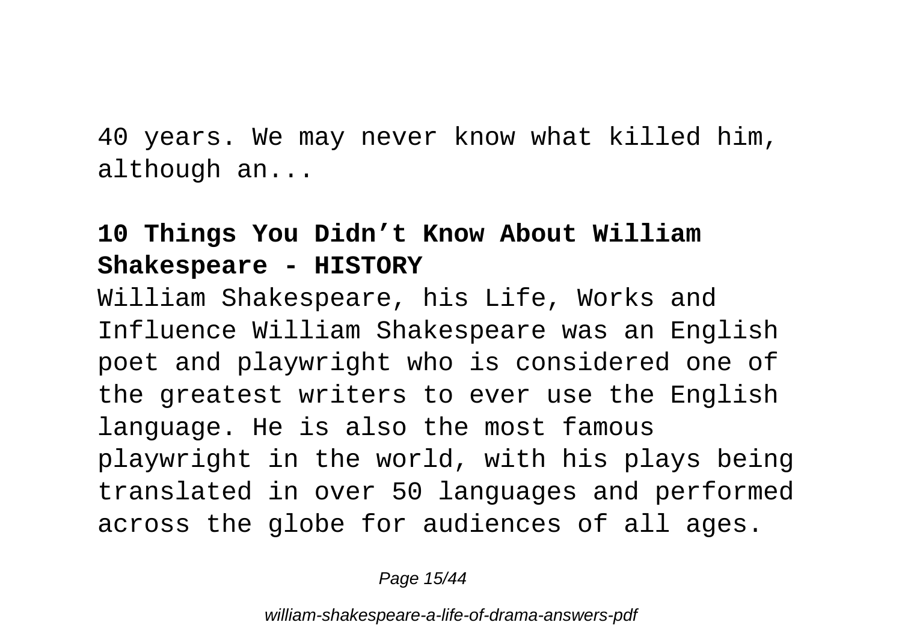40 years. We may never know what killed him, although an...

**10 Things You Didn't Know About William Shakespeare - HISTORY**

William Shakespeare, his Life, Works and Influence William Shakespeare was an English poet and playwright who is considered one of the greatest writers to ever use the English language. He is also the most famous playwright in the world, with his plays being translated in over 50 languages and performed across the globe for audiences of all ages.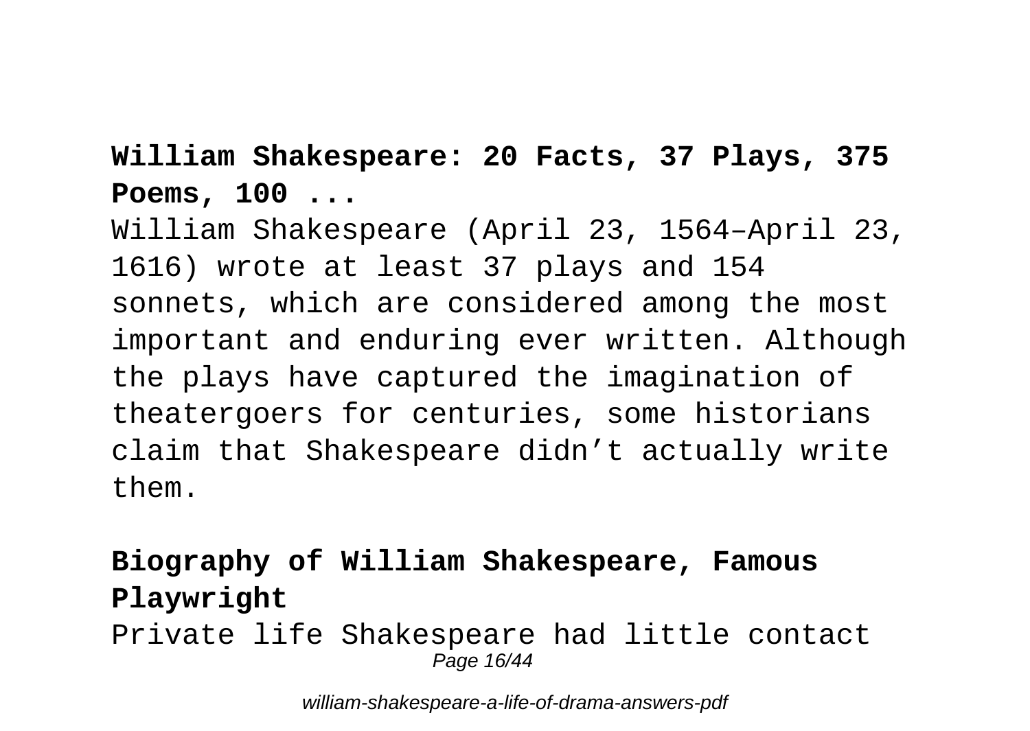**William Shakespeare: 20 Facts, 37 Plays, 375 Poems, 100 ...**

William Shakespeare (April 23, 1564–April 23, 1616) wrote at least 37 plays and 154 sonnets, which are considered among the most important and enduring ever written. Although the plays have captured the imagination of theatergoers for centuries, some historians claim that Shakespeare didn't actually write them.

**Biography of William Shakespeare, Famous Playwright**

Private life Shakespeare had little contact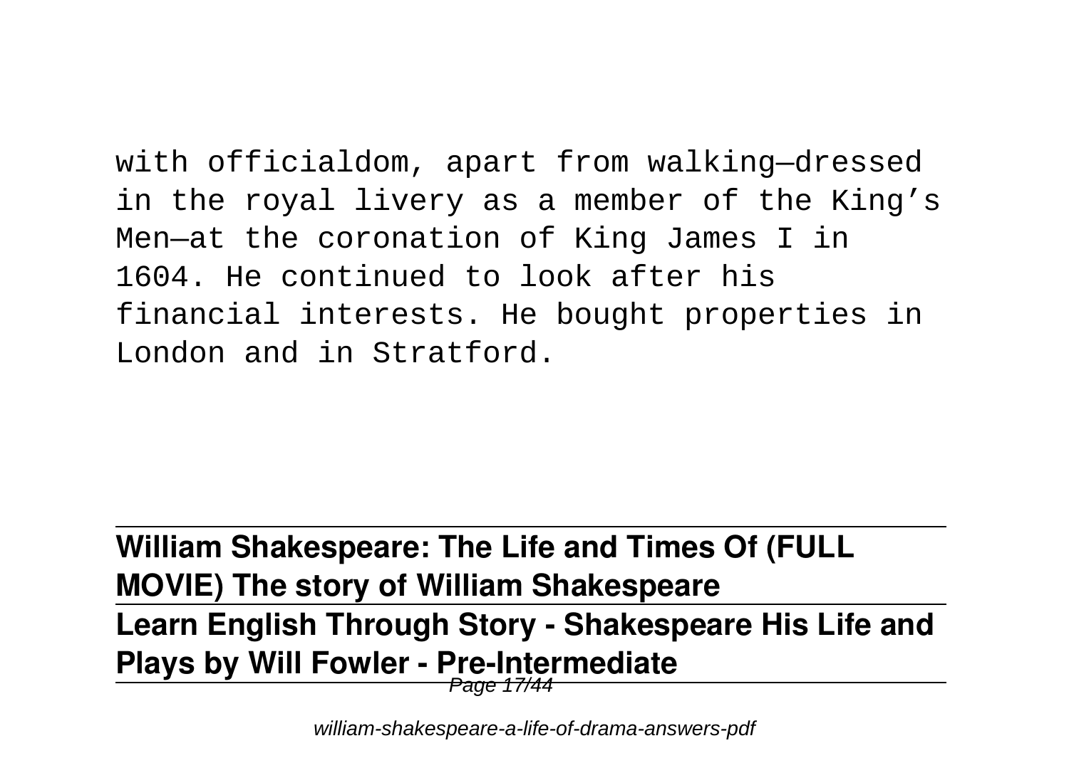with officialdom, apart from walking—dressed in the royal livery as a member of the King's Men—at the coronation of King James I in 1604. He continued to look after his financial interests. He bought properties in London and in Stratford.

---

**William Shakespeare: The Life and Times Of (FULL MOVIE) The story of William Shakespeare**

---

**Learn English Through Story - Shakespeare His Life and Plays by Will Fowler - Pre-Intermediate**

---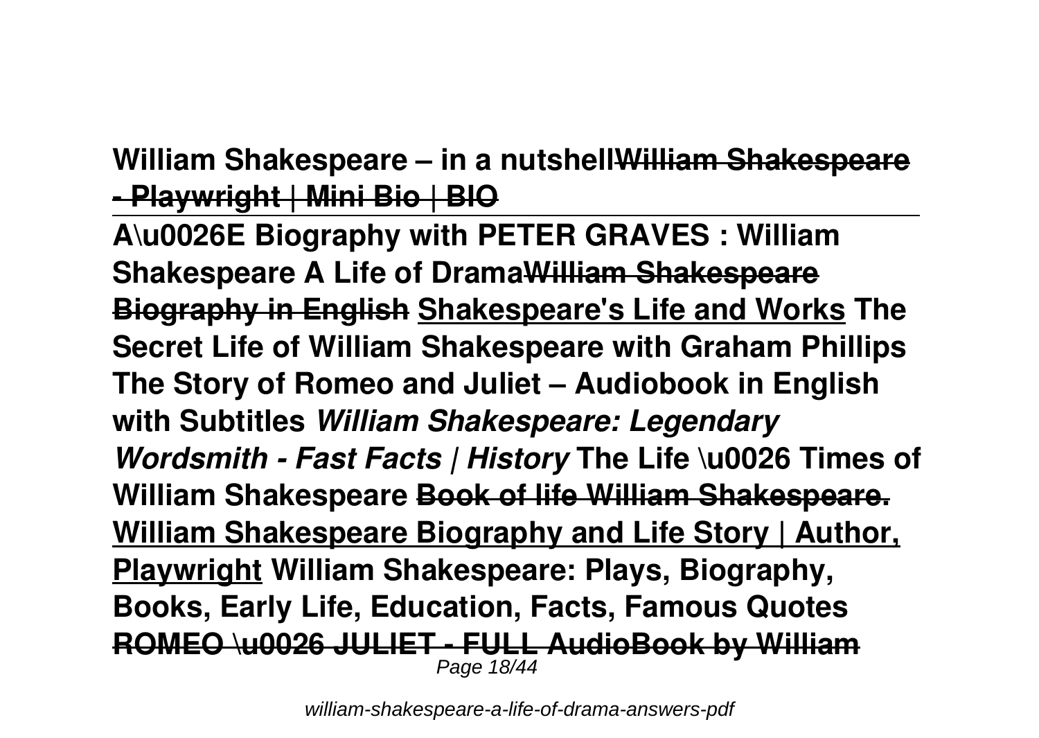**William Shakespeare – in a nutshell~~William Shakespeare - Playwright | Mini Bio | BIO~~**

---

**A\u0026E Biography with PETER GRAVES : William Shakespeare A Life of Drama~~William Shakespeare Biography in English~~ Shakespeare's Life and Works The Secret Life of William Shakespeare with Graham Phillips The Story of Romeo and Juliet – Audiobook in English with Subtitles *William Shakespeare: Legendary Wordsmith - Fast Facts | History* The Life \u0026 Times of William Shakespeare ~~Book of life William Shakespeare.~~ William Shakespeare Biography and Life Story | Author, Playwright William Shakespeare: Plays, Biography, Books, Early Life, Education, Facts, Famous Quotes ~~ROMEO \u0026 JULIET - FULL AudioBook by William~~**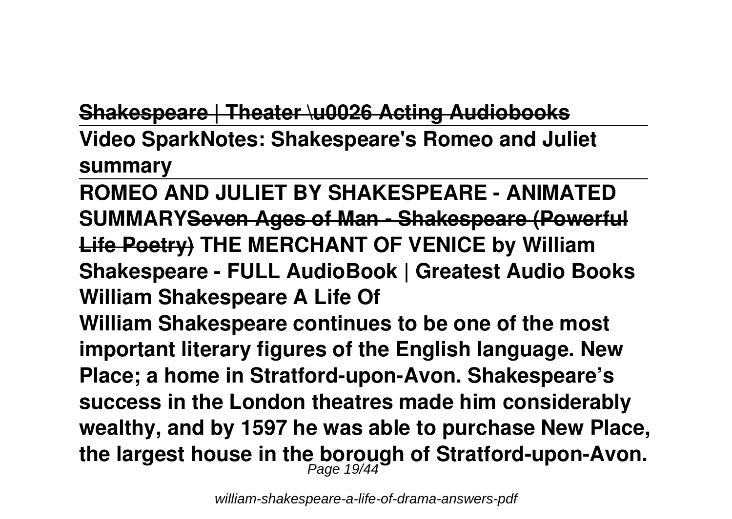**Shakespeare | Theater \u0026 Acting Audiobooks**

**Video SparkNotes: Shakespeare's Romeo and Juliet summary**

**ROMEO AND JULIET BY SHAKESPEARE - ANIMATED SUMMARY**~~Seven Ages of Man - Shakespeare (Powerful Life Poetry)~~ **THE MERCHANT OF VENICE by William Shakespeare - FULL AudioBook | Greatest Audio Books**

**William Shakespeare A Life Of**

**William Shakespeare continues to be one of the most important literary figures of the English language. New Place; a home in Stratford-upon-Avon. Shakespeare's success in the London theatres made him considerably wealthy, and by 1597 he was able to purchase New Place, the largest house in the borough of Stratford-upon-Avon.**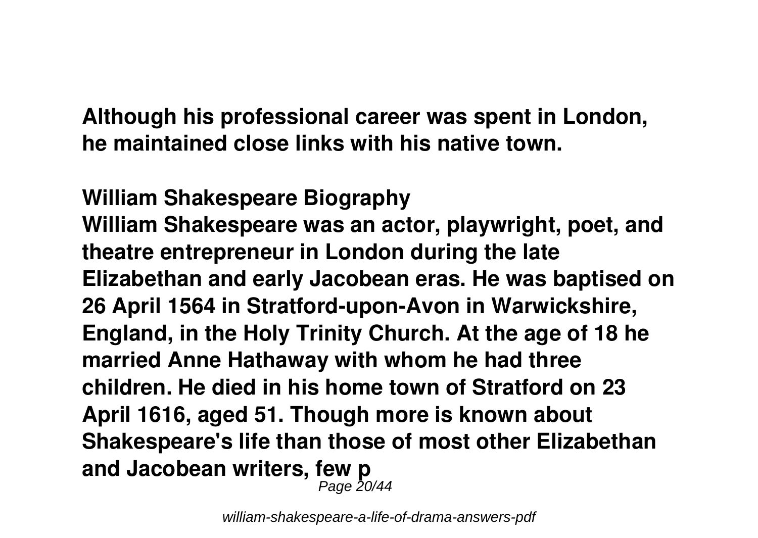**Although his professional career was spent in London, he maintained close links with his native town.**

**William Shakespeare Biography**

**William Shakespeare was an actor, playwright, poet, and theatre entrepreneur in London during the late Elizabethan and early Jacobean eras. He was baptised on 26 April 1564 in Stratford-upon-Avon in Warwickshire, England, in the Holy Trinity Church. At the age of 18 he married Anne Hathaway with whom he had three children. He died in his home town of Stratford on 23 April 1616, aged 51. Though more is known about Shakespeare's life than those of most other Elizabethan and Jacobean writers, few p**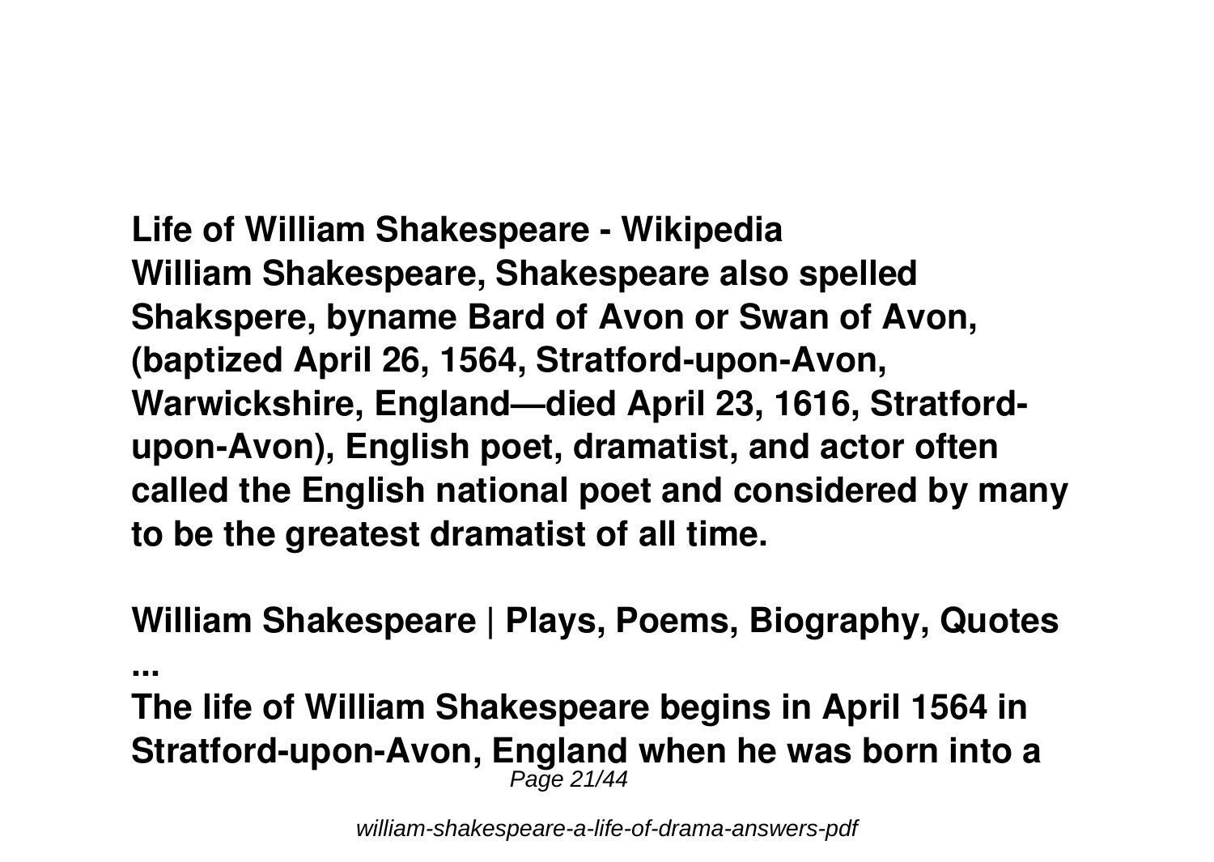**Life of William Shakespeare - Wikipedia**

**William Shakespeare, Shakespeare also spelled Shakspere, byname Bard of Avon or Swan of Avon, (baptized April 26, 1564, Stratford-upon-Avon, Warwickshire, England—died April 23, 1616, Stratford-upon-Avon), English poet, dramatist, and actor often called the English national poet and considered by many to be the greatest dramatist of all time.**

**William Shakespeare | Plays, Poems, Biography, Quotes ...**

**The life of William Shakespeare begins in April 1564 in Stratford-upon-Avon, England when he was born into a**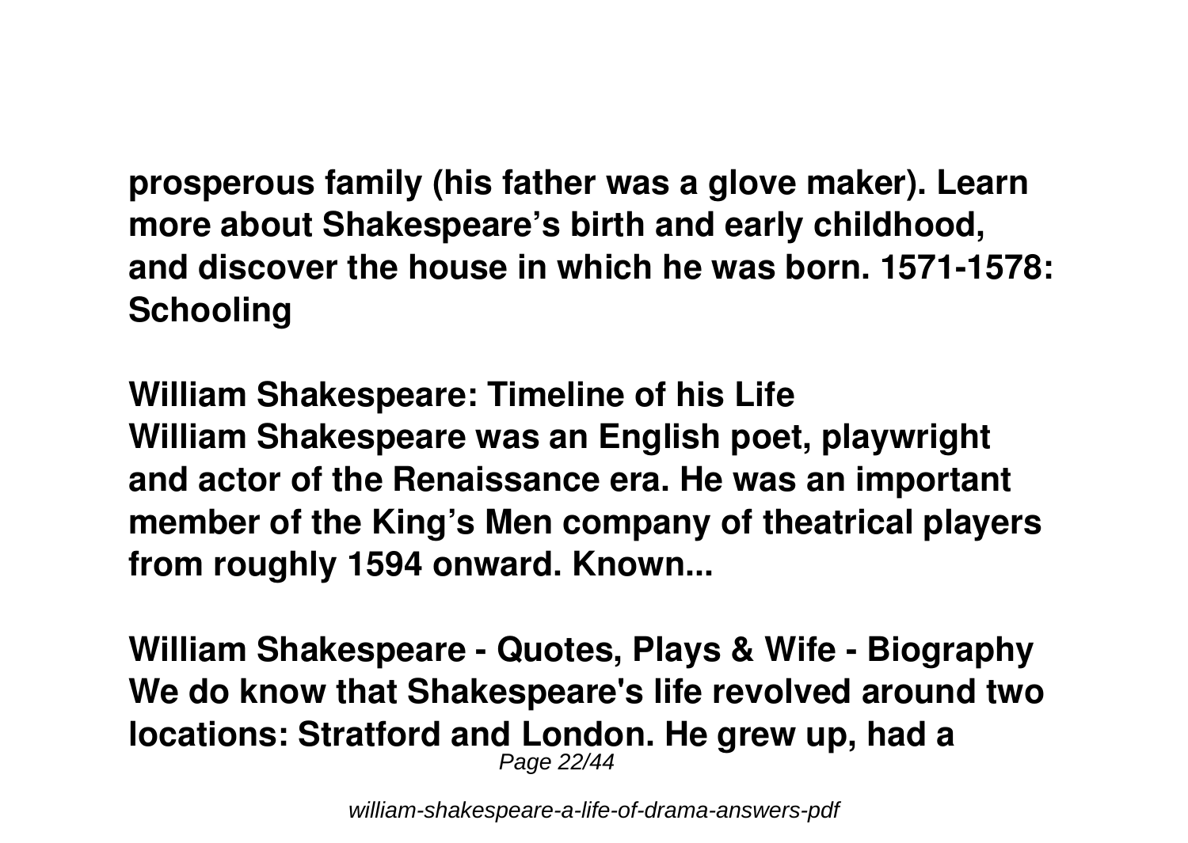**prosperous family (his father was a glove maker). Learn more about Shakespeare's birth and early childhood, and discover the house in which he was born. 1571-1578: Schooling**

**William Shakespeare: Timeline of his Life**
**William Shakespeare was an English poet, playwright and actor of the Renaissance era. He was an important member of the King's Men company of theatrical players from roughly 1594 onward. Known...**

**William Shakespeare - Quotes, Plays & Wife - Biography**
**We do know that Shakespeare's life revolved around two locations: Stratford and London. He grew up, had a**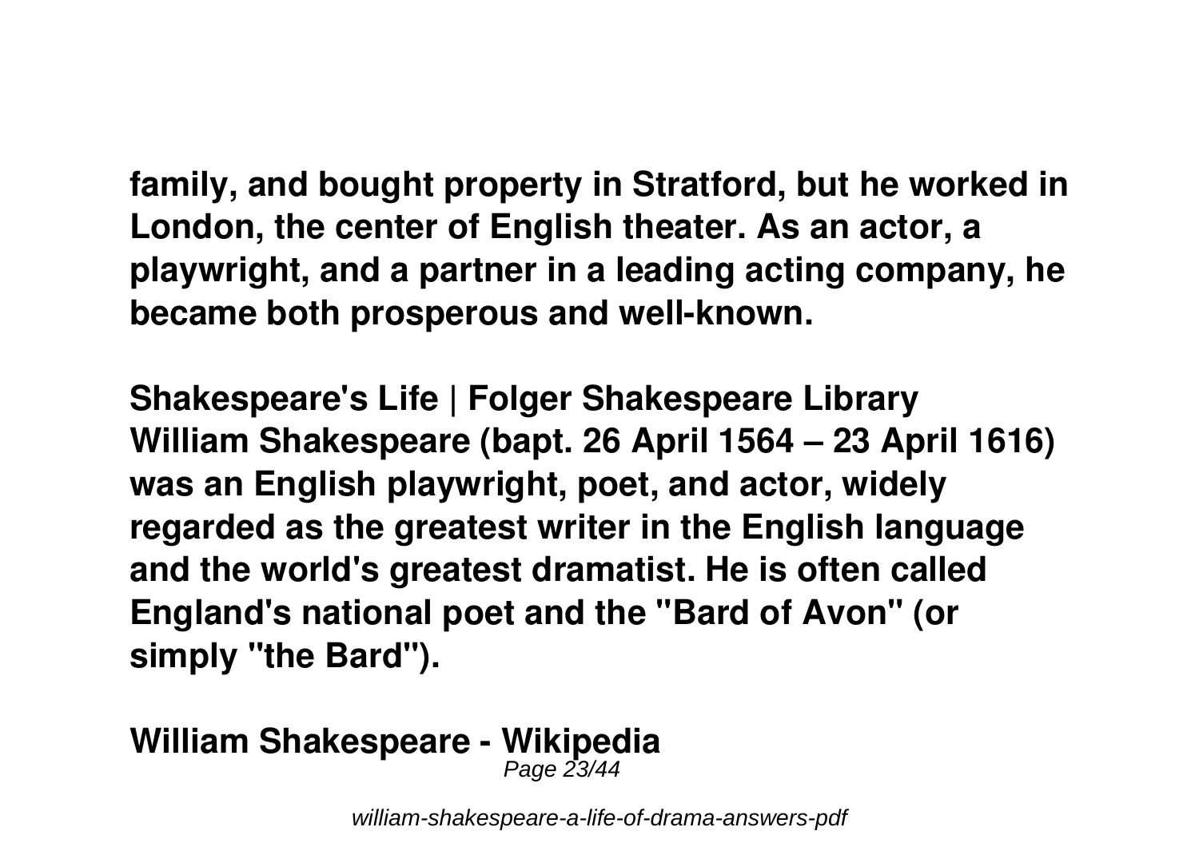**family, and bought property in Stratford, but he worked in London, the center of English theater. As an actor, a playwright, and a partner in a leading acting company, he became both prosperous and well-known.**

**Shakespeare's Life | Folger Shakespeare Library**
**William Shakespeare (bapt. 26 April 1564 – 23 April 1616) was an English playwright, poet, and actor, widely regarded as the greatest writer in the English language and the world's greatest dramatist. He is often called England's national poet and the "Bard of Avon" (or simply "the Bard").**

**William Shakespeare - Wikipedia**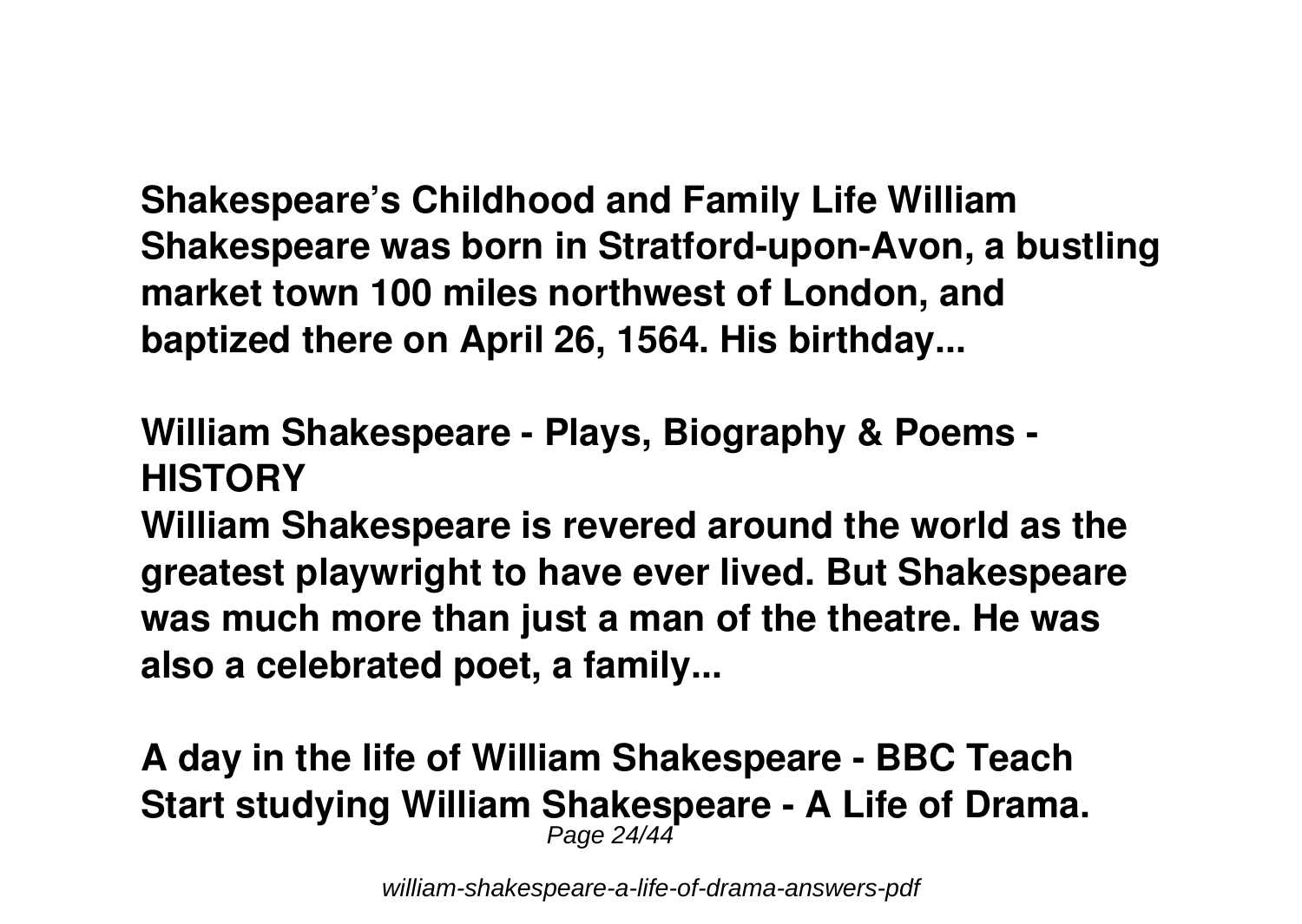**Shakespeare's Childhood and Family Life William Shakespeare was born in Stratford-upon-Avon, a bustling market town 100 miles northwest of London, and baptized there on April 26, 1564. His birthday...**

## William Shakespeare - Plays, Biography & Poems - HISTORY

**William Shakespeare is revered around the world as the greatest playwright to have ever lived. But Shakespeare was much more than just a man of the theatre. He was also a celebrated poet, a family...**

## A day in the life of William Shakespeare - BBC Teach

**Start studying William Shakespeare - A Life of Drama.**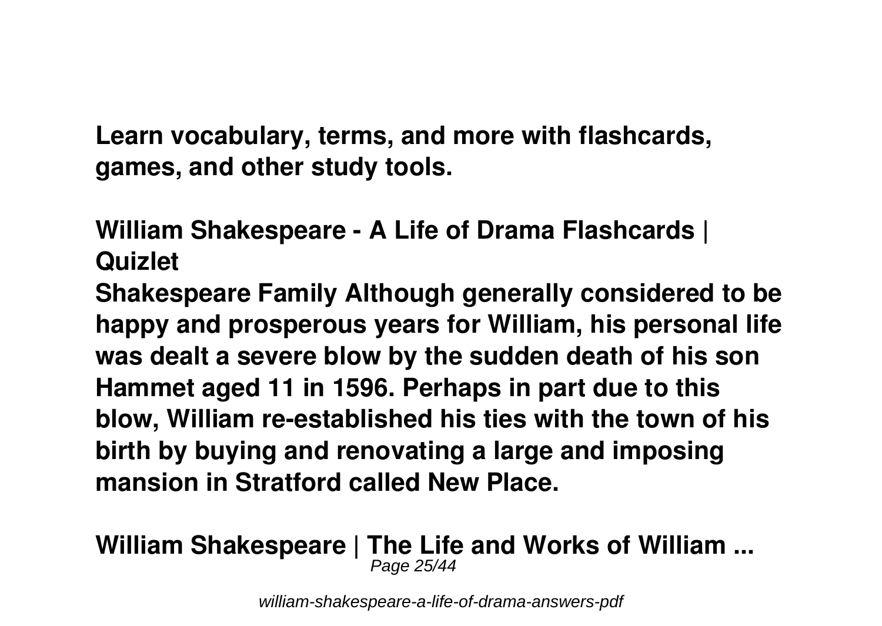**Learn vocabulary, terms, and more with flashcards, games, and other study tools.**

**William Shakespeare - A Life of Drama Flashcards | Quizlet**

**Shakespeare Family Although generally considered to be happy and prosperous years for William, his personal life was dealt a severe blow by the sudden death of his son Hammet aged 11 in 1596. Perhaps in part due to this blow, William re-established his ties with the town of his birth by buying and renovating a large and imposing mansion in Stratford called New Place.**

**William Shakespeare | The Life and Works of William ...**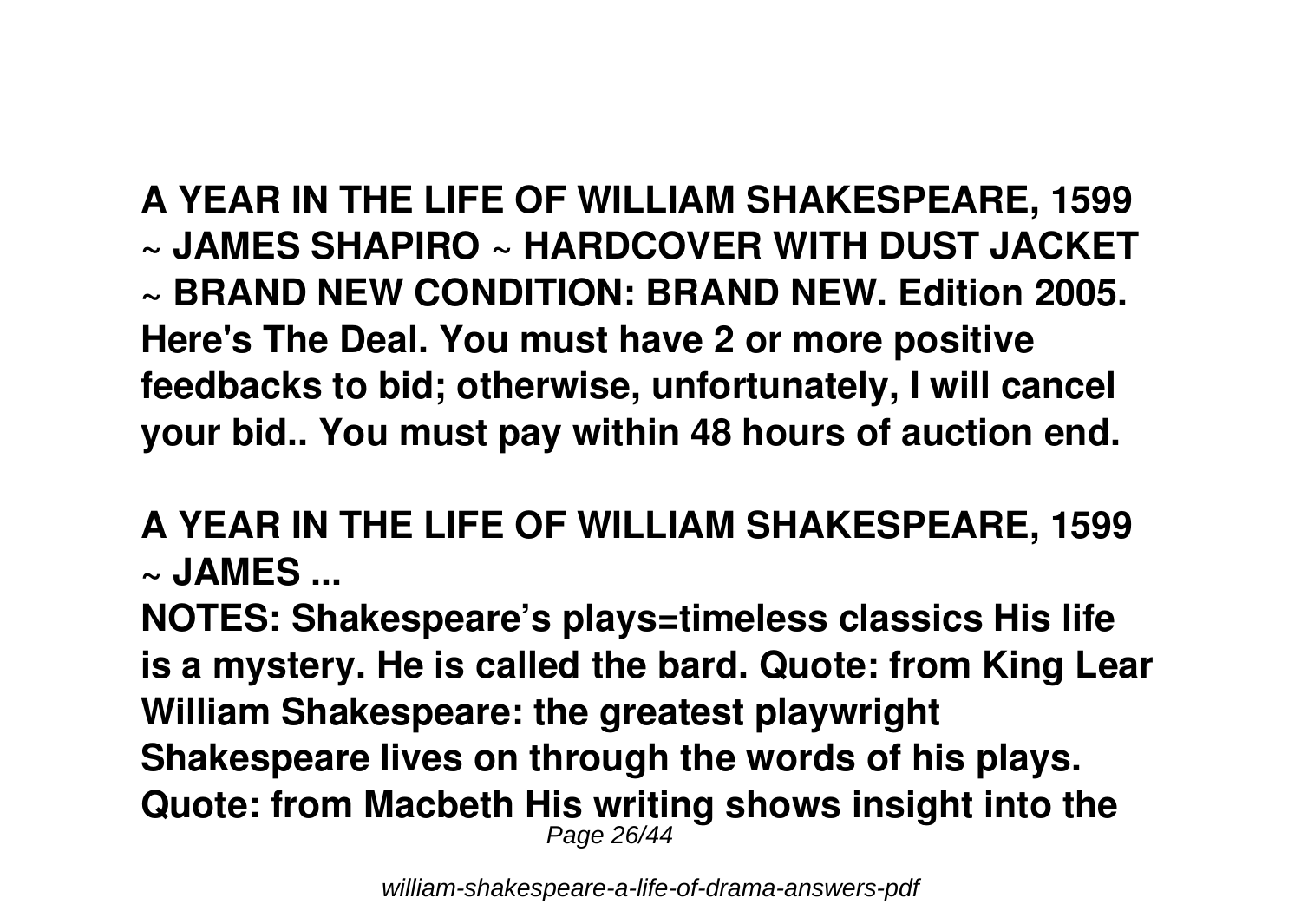**A YEAR IN THE LIFE OF WILLIAM SHAKESPEARE, 1599 ~ JAMES SHAPIRO ~ HARDCOVER WITH DUST JACKET ~ BRAND NEW CONDITION: BRAND NEW. Edition 2005. Here's The Deal. You must have 2 or more positive feedbacks to bid; otherwise, unfortunately, I will cancel your bid.. You must pay within 48 hours of auction end.**

## A YEAR IN THE LIFE OF WILLIAM SHAKESPEARE, 1599 ~ JAMES ...

**NOTES: Shakespeare's plays=timeless classics His life is a mystery. He is called the bard. Quote: from King Lear William Shakespeare: the greatest playwright Shakespeare lives on through the words of his plays. Quote: from Macbeth His writing shows insight into the**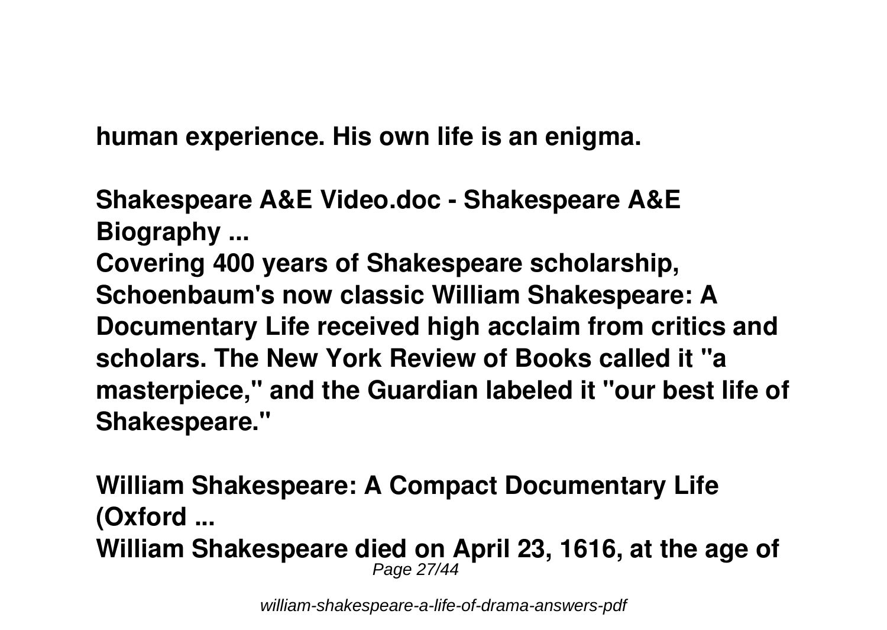human experience. His own life is an enigma.

**Shakespeare A&E Video.doc - Shakespeare A&E Biography ...**

Covering 400 years of Shakespeare scholarship, Schoenbaum's now classic William Shakespeare: A Documentary Life received high acclaim from critics and scholars. The New York Review of Books called it "a masterpiece," and the Guardian labeled it "our best life of Shakespeare."

**William Shakespeare: A Compact Documentary Life (Oxford ...**

William Shakespeare died on April 23, 1616, at the age of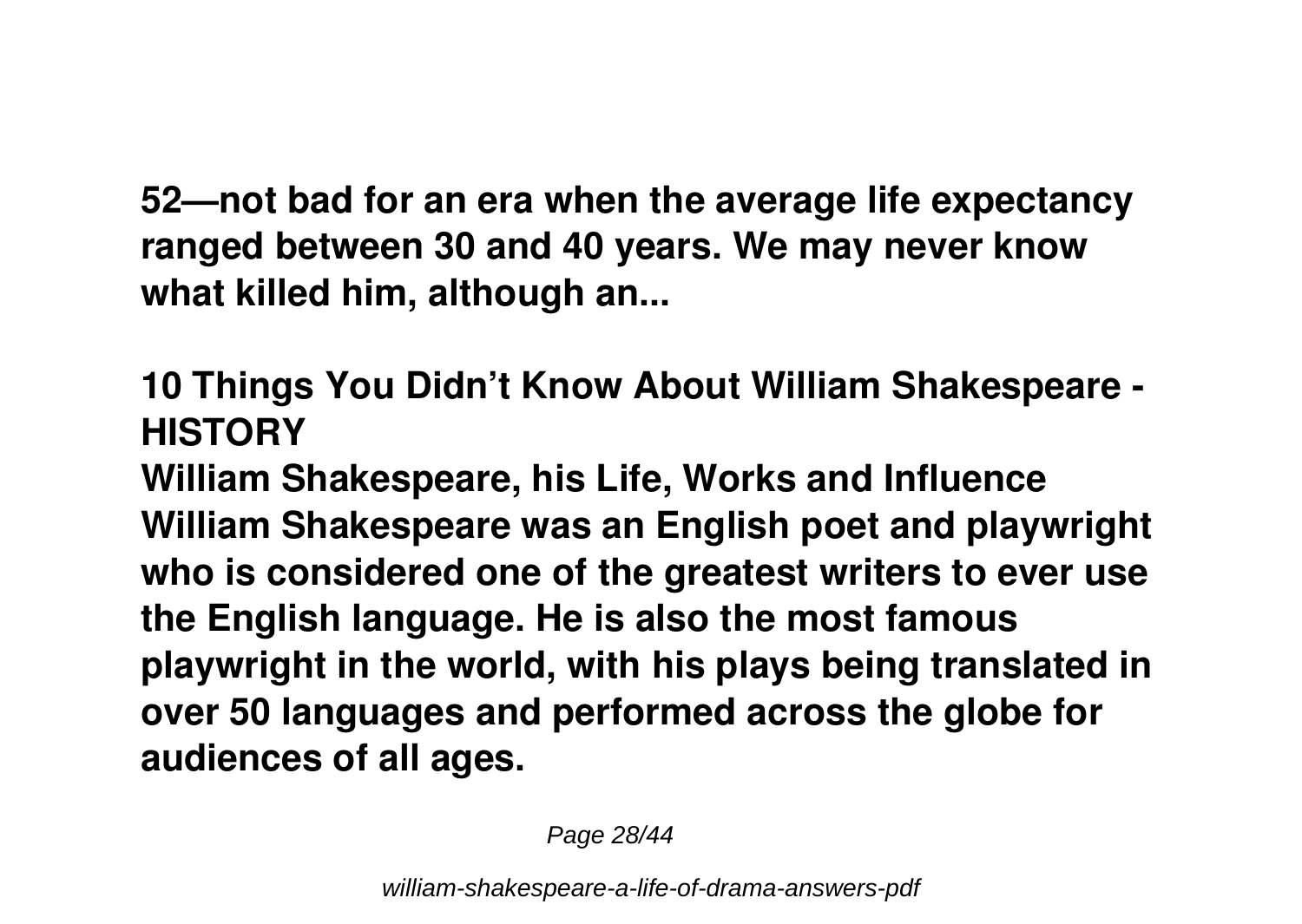**52—not bad for an era when the average life expectancy ranged between 30 and 40 years. We may never know what killed him, although an...**

## 10 Things You Didn't Know About William Shakespeare - HISTORY

**William Shakespeare, his Life, Works and Influence William Shakespeare was an English poet and playwright who is considered one of the greatest writers to ever use the English language. He is also the most famous playwright in the world, with his plays being translated in over 50 languages and performed across the globe for audiences of all ages.**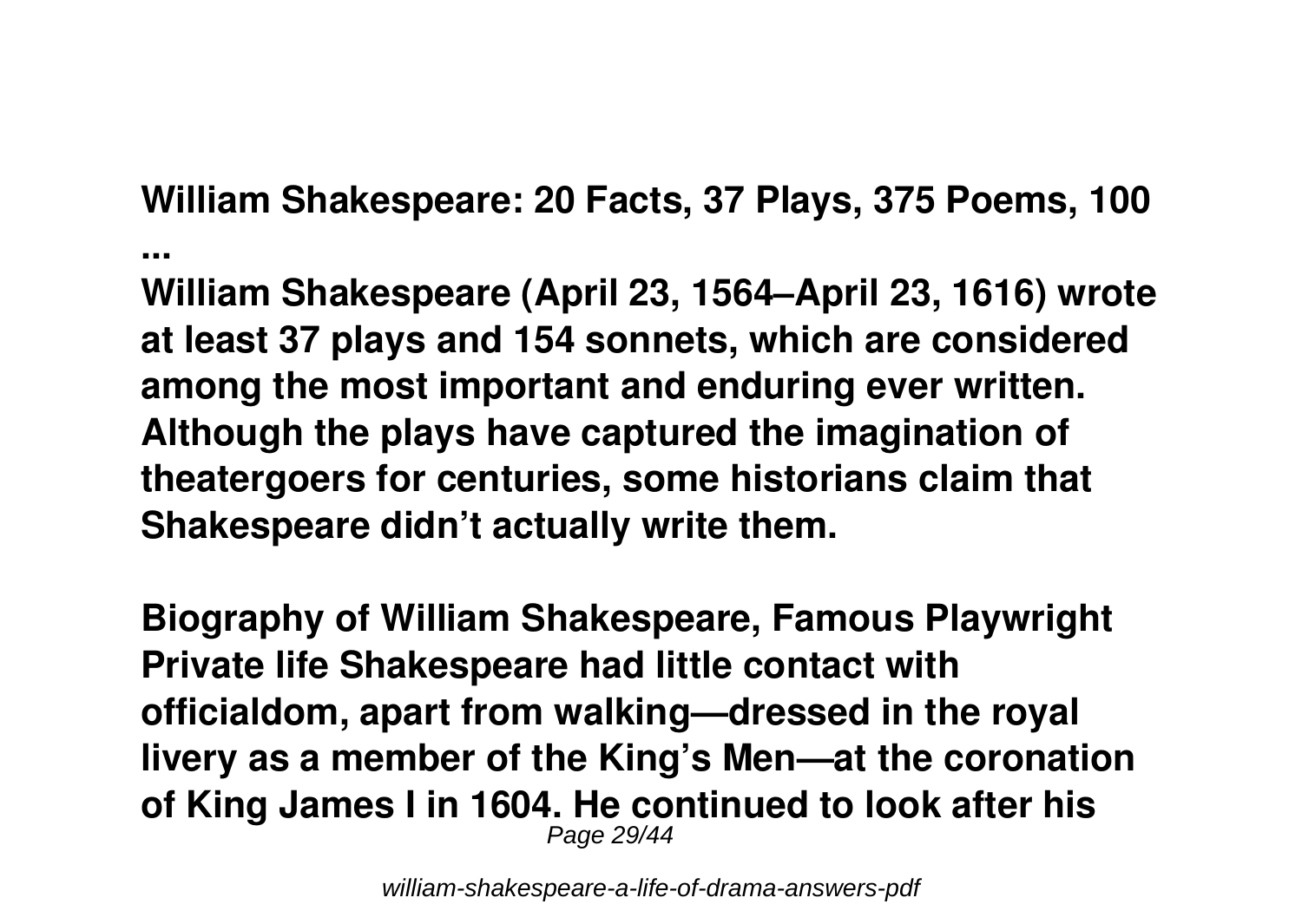**William Shakespeare: 20 Facts, 37 Plays, 375 Poems, 100 ...**

**William Shakespeare (April 23, 1564–April 23, 1616) wrote at least 37 plays and 154 sonnets, which are considered among the most important and enduring ever written. Although the plays have captured the imagination of theatergoers for centuries, some historians claim that Shakespeare didn't actually write them.**

**Biography of William Shakespeare, Famous Playwright**

**Private life Shakespeare had little contact with officialdom, apart from walking—dressed in the royal livery as a member of the King's Men—at the coronation of King James I in 1604. He continued to look after his**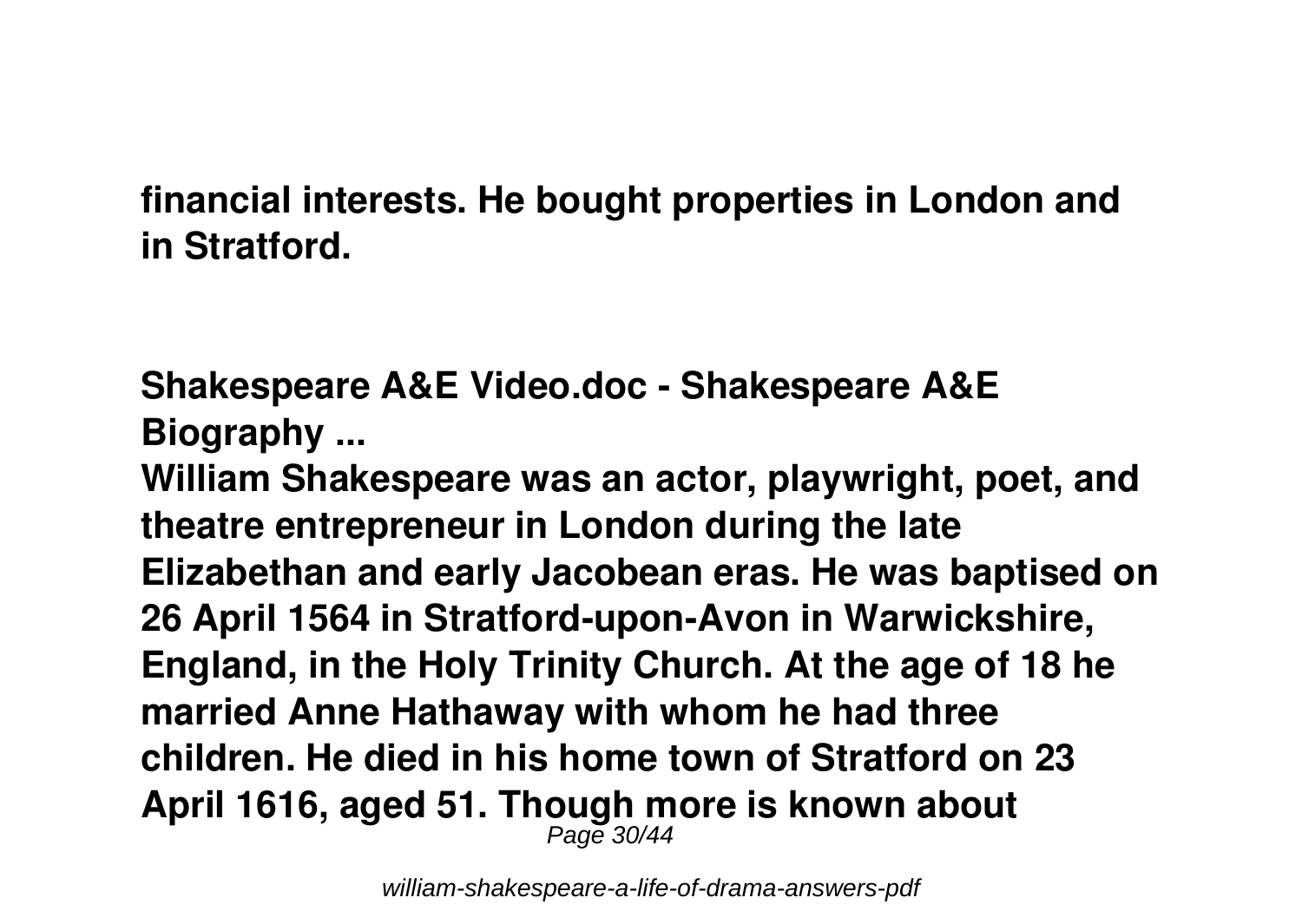**financial interests. He bought properties in London and in Stratford.**

**Shakespeare A&E Video.doc - Shakespeare A&E Biography ...**

**William Shakespeare was an actor, playwright, poet, and theatre entrepreneur in London during the late Elizabethan and early Jacobean eras. He was baptised on 26 April 1564 in Stratford-upon-Avon in Warwickshire, England, in the Holy Trinity Church. At the age of 18 he married Anne Hathaway with whom he had three children. He died in his home town of Stratford on 23 April 1616, aged 51. Though more is known about**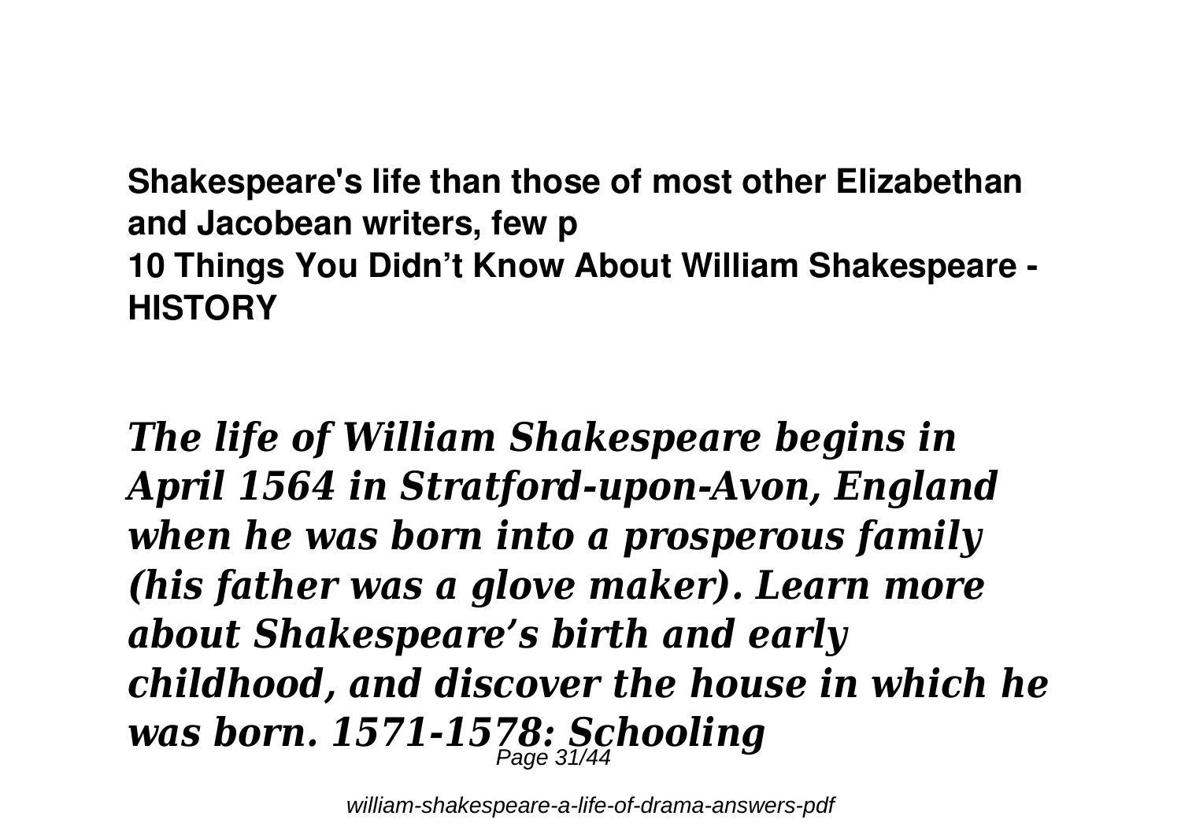**Shakespeare's life than those of most other Elizabethan and Jacobean writers, few p**
**10 Things You Didn’t Know About William Shakespeare - HISTORY**

***The life of William Shakespeare begins in April 1564 in Stratford-upon-Avon, England when he was born into a prosperous family (his father was a glove maker). Learn more about Shakespeare’s birth and early childhood, and discover the house in which he was born. 1571-1578: Schooling***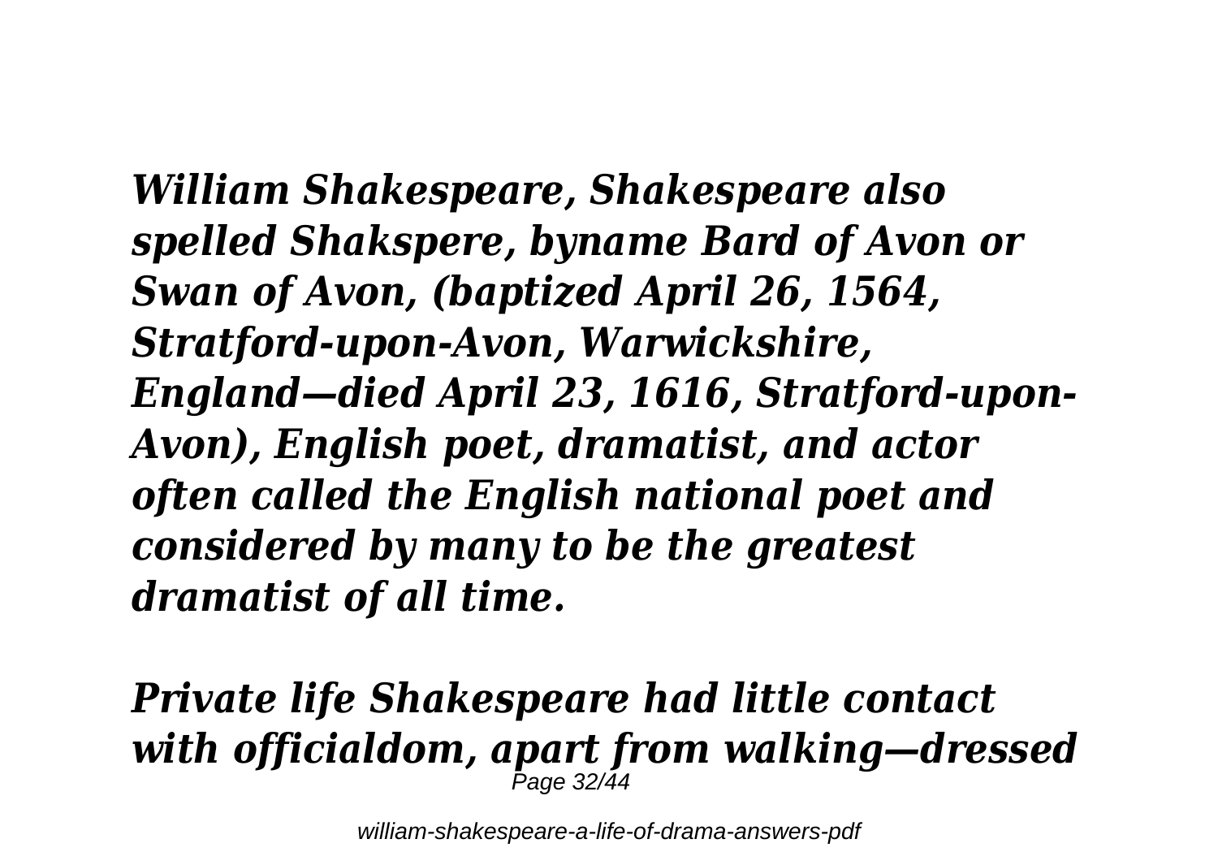*William Shakespeare, Shakespeare also spelled Shakspere, byname Bard of Avon or Swan of Avon, (baptized April 26, 1564, Stratford-upon-Avon, Warwickshire, England—died April 23, 1616, Stratford-upon-Avon), English poet, dramatist, and actor often called the English national poet and considered by many to be the greatest dramatist of all time.*

*Private life Shakespeare had little contact with officialdom, apart from walking—dressed*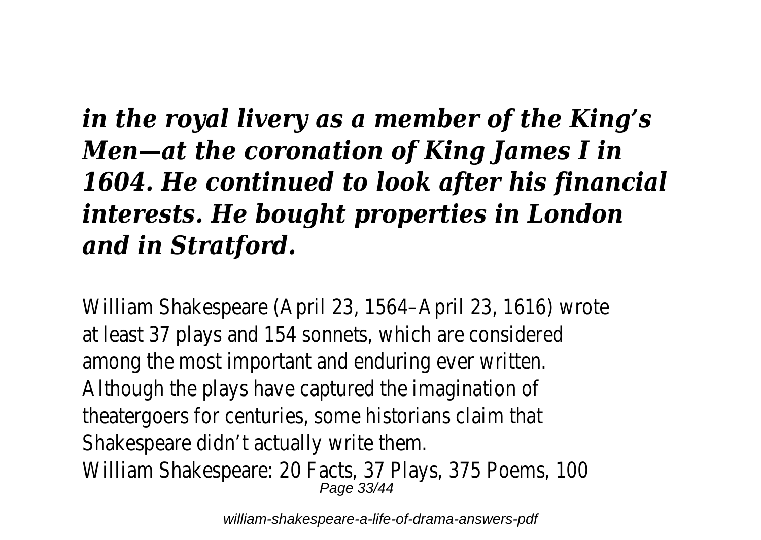***in the royal livery as a member of the King's Men—at the coronation of King James I in 1604. He continued to look after his financial interests. He bought properties in London and in Stratford.***

William Shakespeare (April 23, 1564–April 23, 1616) wrote at least 37 plays and 154 sonnets, which are considered among the most important and enduring ever written. Although the plays have captured the imagination of theatergoers for centuries, some historians claim that Shakespeare didn't actually write them.

William Shakespeare: 20 Facts, 37 Plays, 375 Poems, 100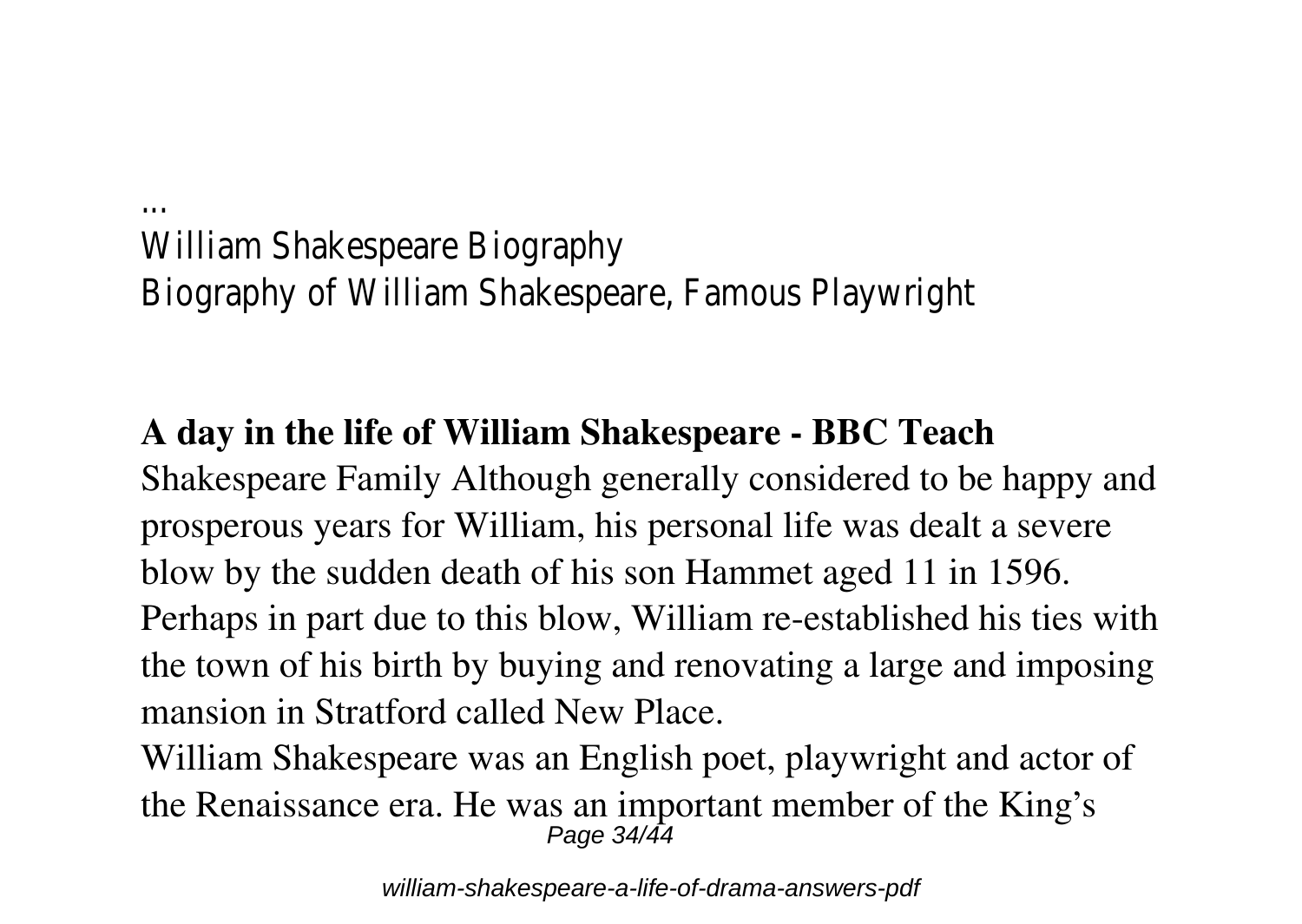...
William Shakespeare Biography
Biography of William Shakespeare, Famous Playwright

**A day in the life of William Shakespeare - BBC Teach**

Shakespeare Family Although generally considered to be happy and prosperous years for William, his personal life was dealt a severe blow by the sudden death of his son Hammet aged 11 in 1596. Perhaps in part due to this blow, William re-established his ties with the town of his birth by buying and renovating a large and imposing mansion in Stratford called New Place.

William Shakespeare was an English poet, playwright and actor of the Renaissance era. He was an important member of the King's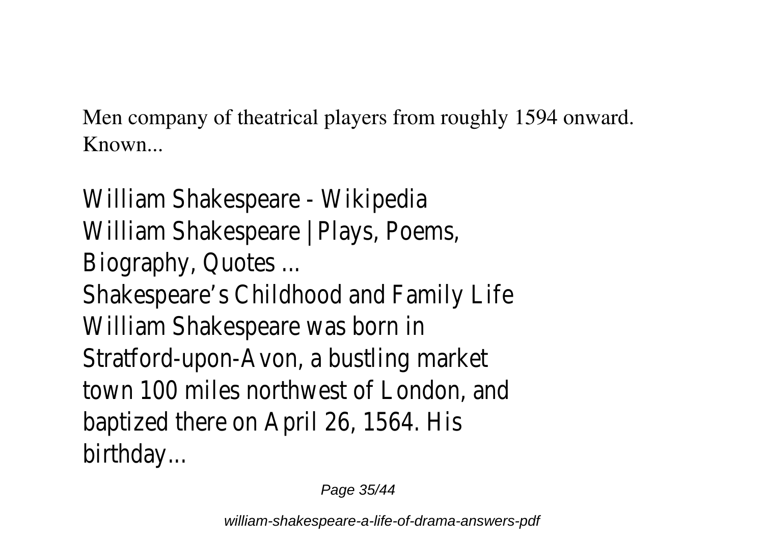Men company of theatrical players from roughly 1594 onward. Known...

William Shakespeare - Wikipedia
William Shakespeare | Plays, Poems, Biography, Quotes ...
Shakespeare's Childhood and Family Life William Shakespeare was born in Stratford-upon-Avon, a bustling market town 100 miles northwest of London, and baptized there on April 26, 1564. His birthday...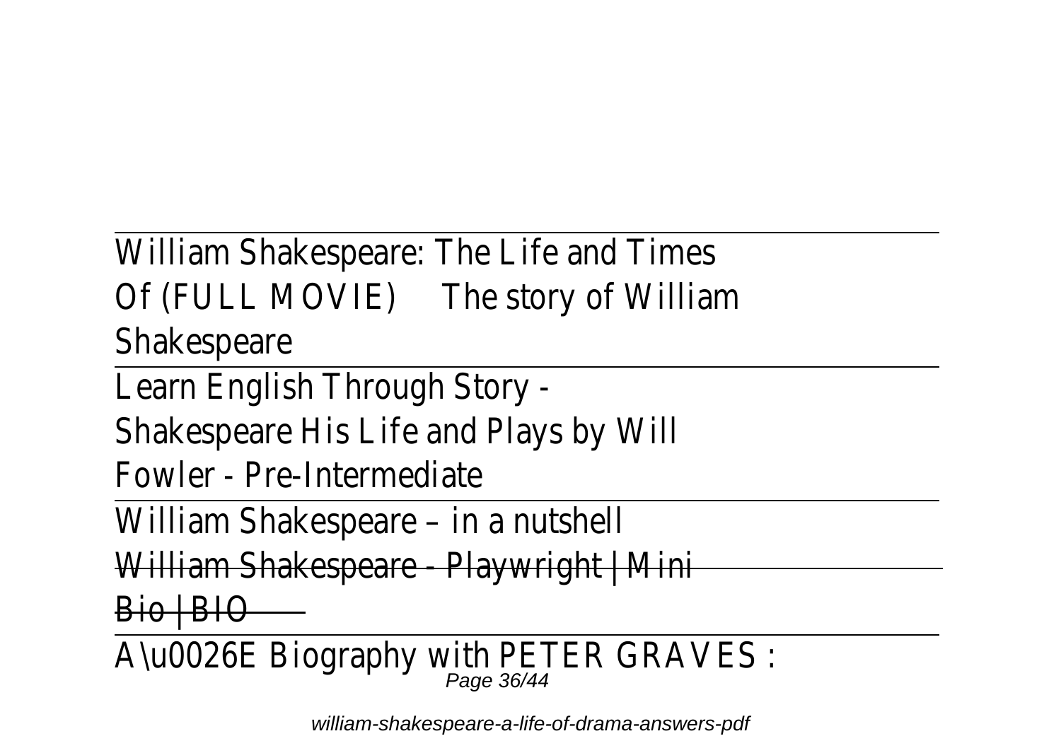William Shakespeare: The Life and Times Of (FULL MOVIE) The story of William Shakespeare

Learn English Through Story - Shakespeare His Life and Plays by Will Fowler - Pre-Intermediate

William Shakespeare – in a nutshell

~~William Shakespeare - Playwright | Mini Bio | BIO~~

A\u0026E Biography with PETER GRAVES :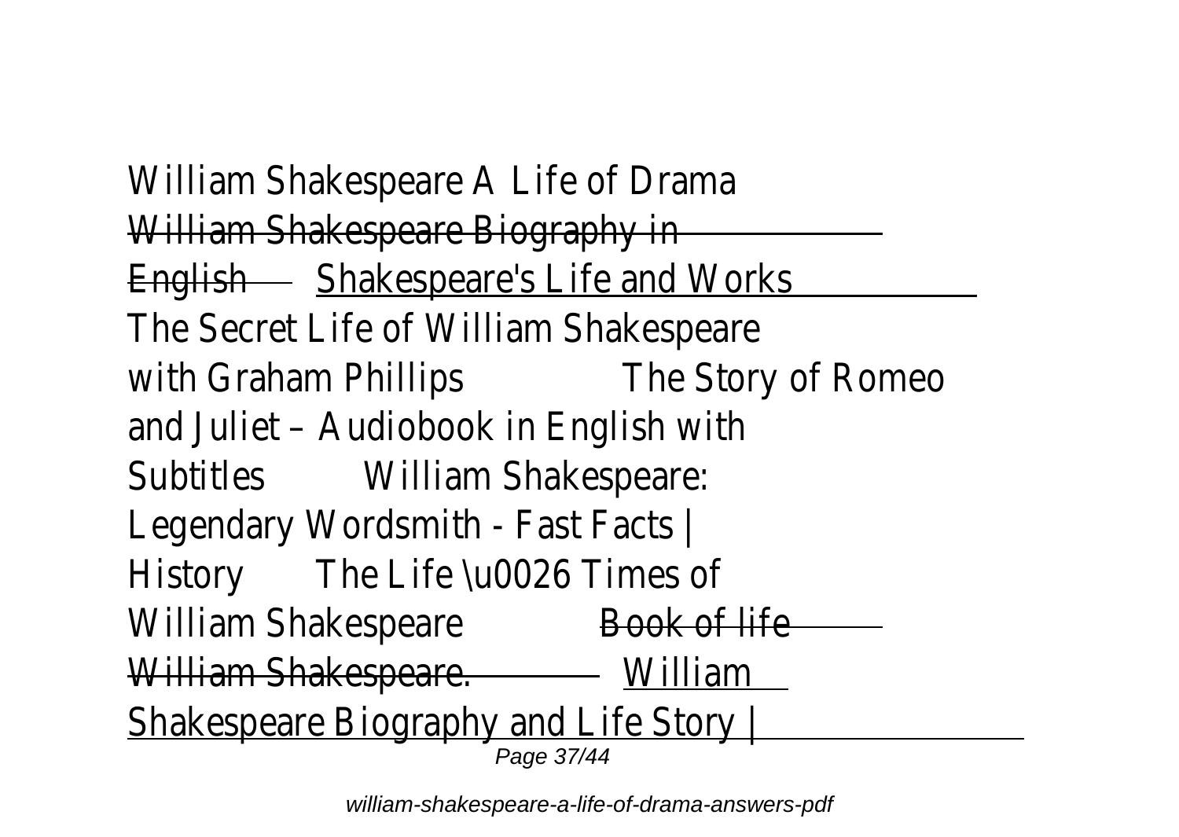William Shakespeare A Life of Drama William Shakespeare Biography in English Shakespeare's Life and Works The Secret Life of William Shakespeare with Graham Phillips The Story of Romeo and Juliet – Audiobook in English with Subtitles William Shakespeare: Legendary Wordsmith - Fast Facts | History The Life \u0026 Times of William Shakespeare Book of life William Shakespeare. William Shakespeare Biography and Life Story |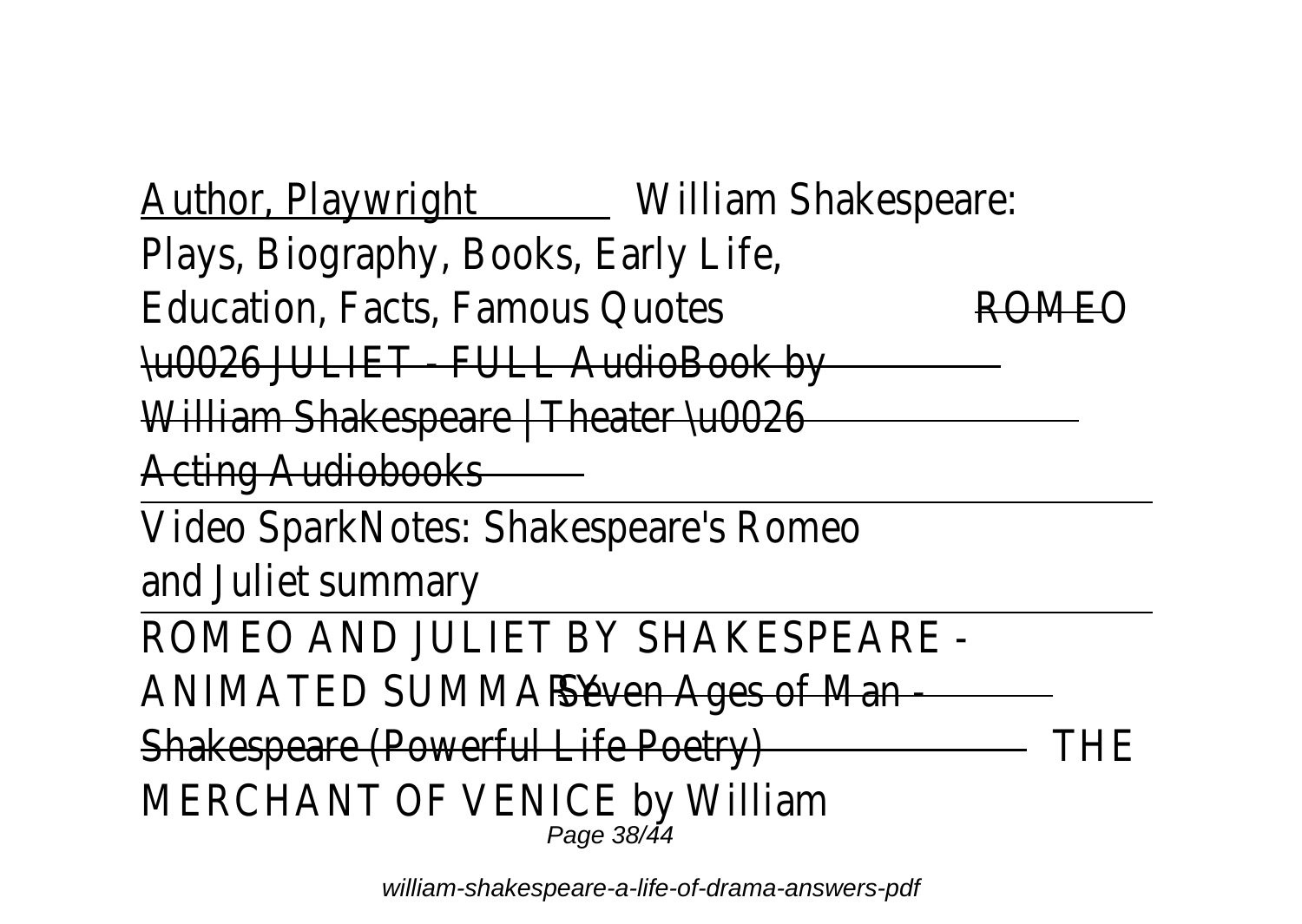Author, Playwright William Shakespeare: Plays, Biography, Books, Early Life, Education, Facts, Famous Quotes ROMEO \u0026 JULIET - FULL AudioBook by William Shakespeare | Theater \u0026 Acting Audiobooks

Video SparkNotes: Shakespeare's Romeo and Juliet summary

ROMEO AND JULIET BY SHAKESPEARE - ANIMATED SUMMARY Seven Ages of Man - Shakespeare (Powerful Life Poetry) THE MERCHANT OF VENICE by William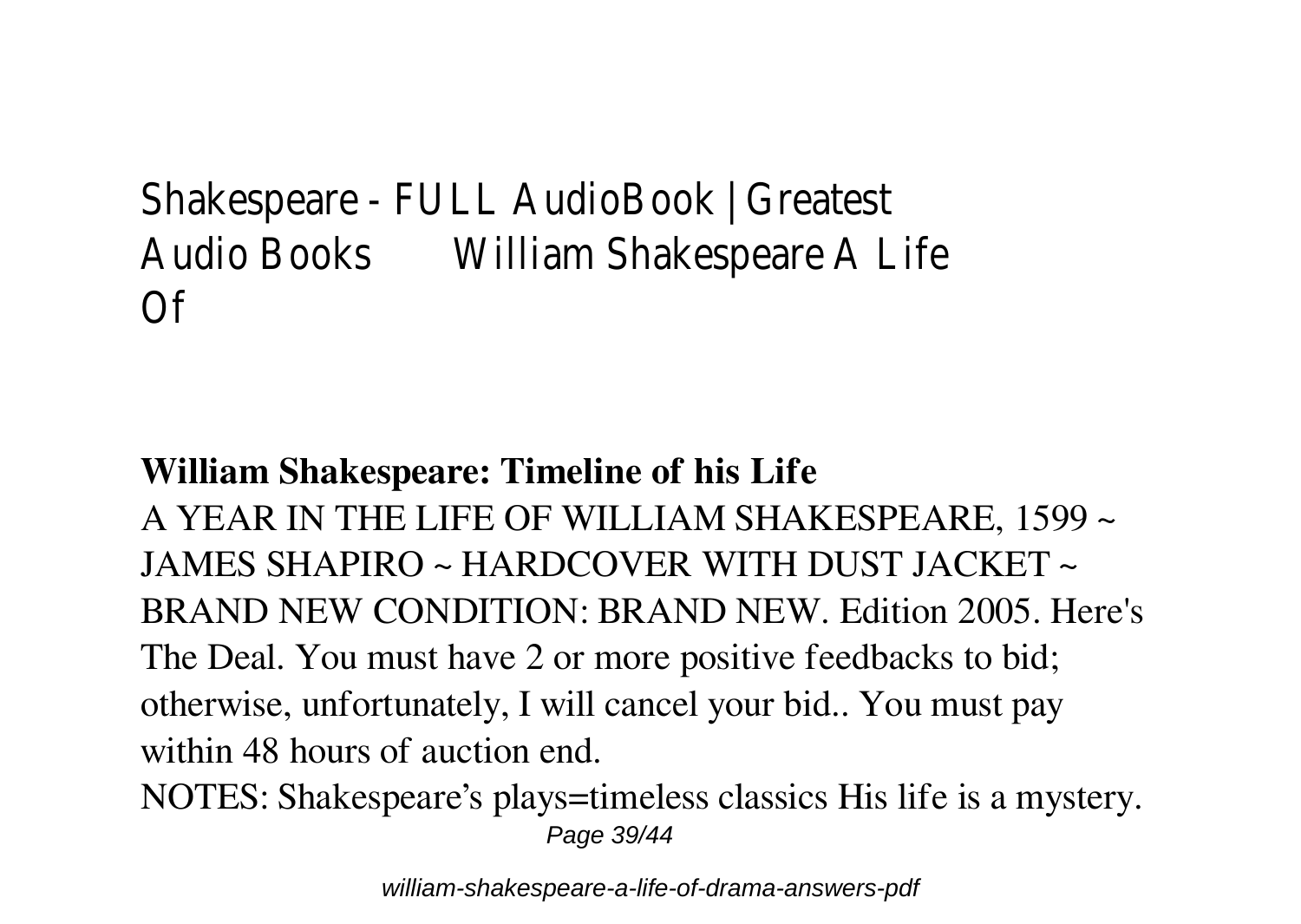Shakespeare - FULL AudioBook | Greatest Audio Books William Shakespeare A Life Of

**William Shakespeare: Timeline of his Life**

A YEAR IN THE LIFE OF WILLIAM SHAKESPEARE, 1599 ~ JAMES SHAPIRO ~ HARDCOVER WITH DUST JACKET ~ BRAND NEW CONDITION: BRAND NEW. Edition 2005. Here's The Deal. You must have 2 or more positive feedbacks to bid; otherwise, unfortunately, I will cancel your bid.. You must pay within 48 hours of auction end.

NOTES: Shakespeare's plays=timeless classics His life is a mystery.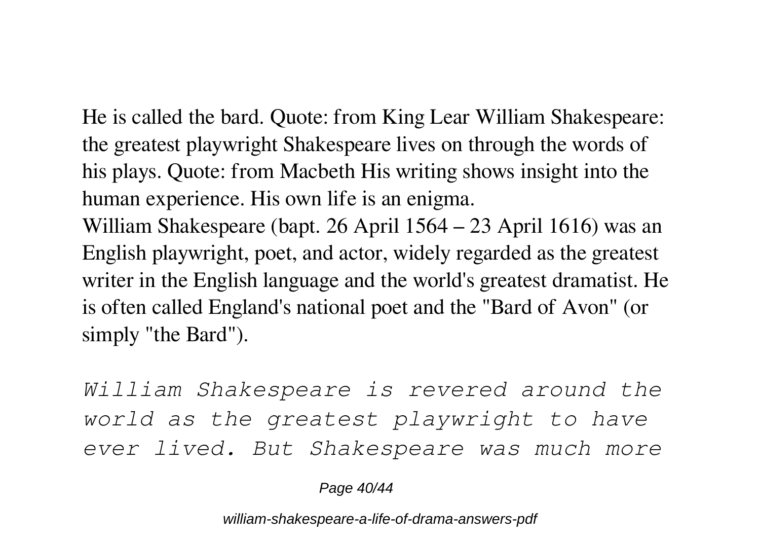He is called the bard. Quote: from King Lear William Shakespeare: the greatest playwright Shakespeare lives on through the words of his plays. Quote: from Macbeth His writing shows insight into the human experience. His own life is an enigma.

William Shakespeare (bapt. 26 April 1564 – 23 April 1616) was an English playwright, poet, and actor, widely regarded as the greatest writer in the English language and the world's greatest dramatist. He is often called England's national poet and the "Bard of Avon" (or simply "the Bard").

*William Shakespeare is revered around the world as the greatest playwright to have ever lived. But Shakespeare was much more*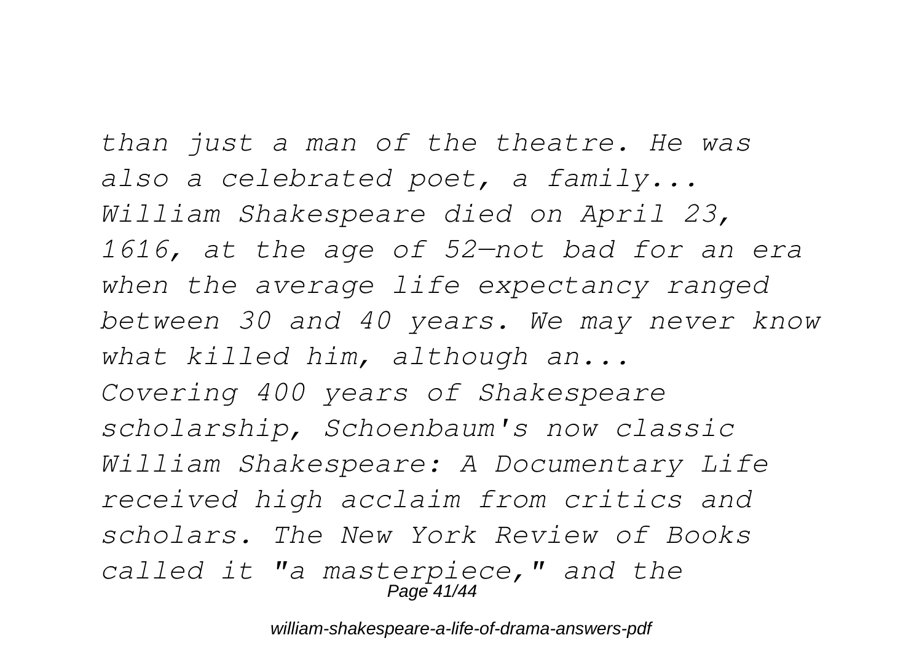*than just a man of the theatre. He was also a celebrated poet, a family...*
*William Shakespeare died on April 23, 1616, at the age of 52—not bad for an era when the average life expectancy ranged between 30 and 40 years. We may never know what killed him, although an...*
*Covering 400 years of Shakespeare scholarship, Schoenbaum's now classic William Shakespeare: A Documentary Life received high acclaim from critics and scholars. The New York Review of Books called it "a masterpiece," and the*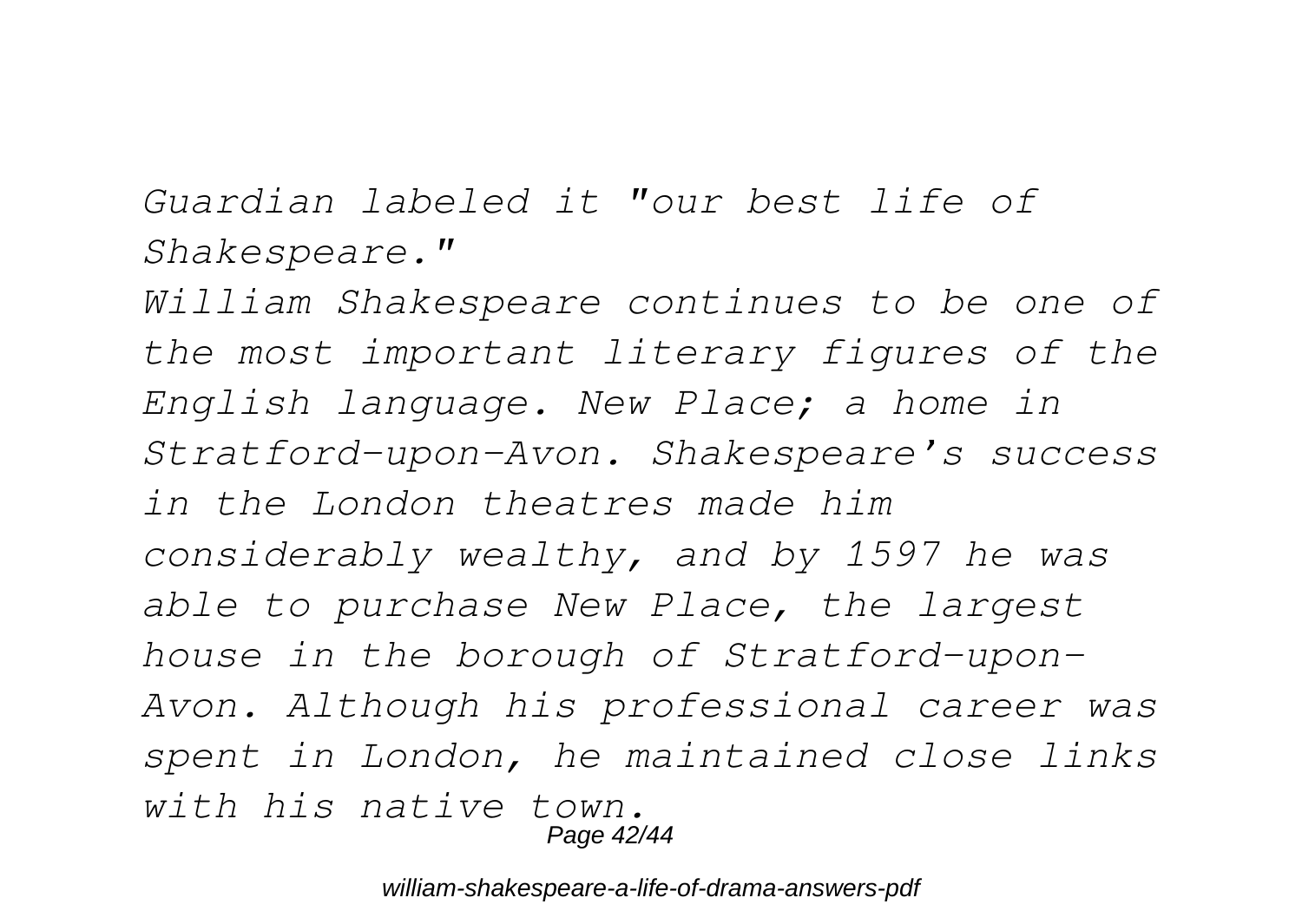*Guardian labeled it "our best life of Shakespeare."*

*William Shakespeare continues to be one of the most important literary figures of the English language. New Place; a home in Stratford-upon-Avon. Shakespeare's success in the London theatres made him considerably wealthy, and by 1597 he was able to purchase New Place, the largest house in the borough of Stratford-upon-Avon. Although his professional career was spent in London, he maintained close links with his native town.*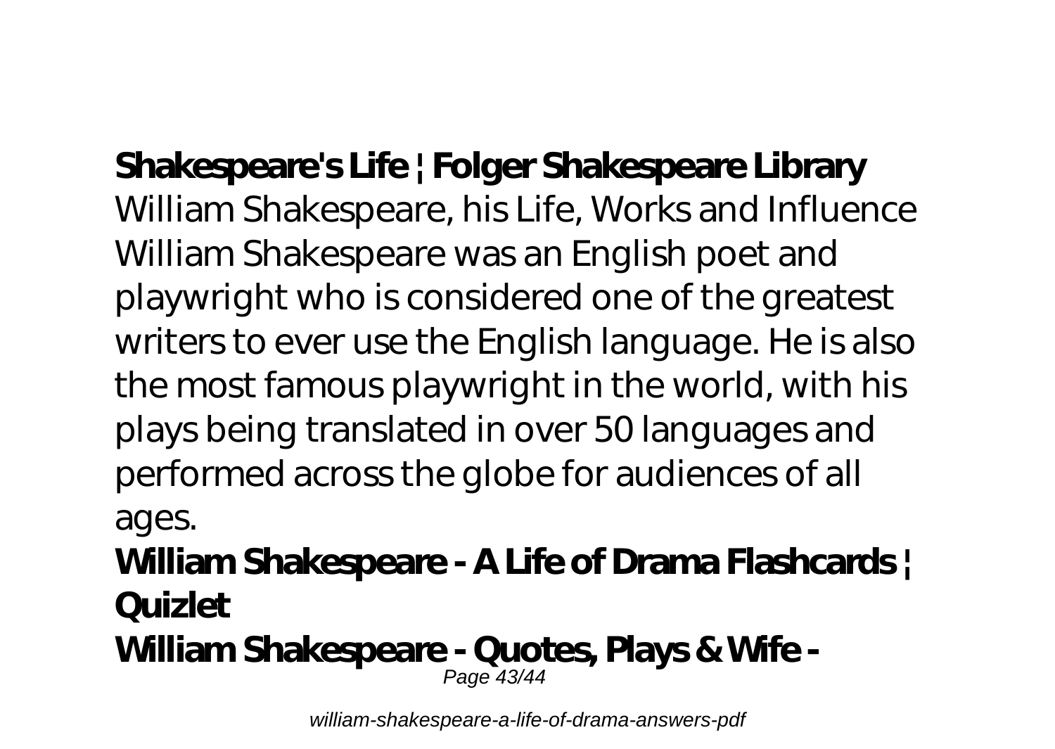**Shakespeare's Life | Folger Shakespeare Library**

William Shakespeare, his Life, Works and Influence William Shakespeare was an English poet and playwright who is considered one of the greatest writers to ever use the English language. He is also the most famous playwright in the world, with his plays being translated in over 50 languages and performed across the globe for audiences of all ages.

**William Shakespeare - A Life of Drama Flashcards | Quizlet**

**William Shakespeare - Quotes, Plays & Wife -**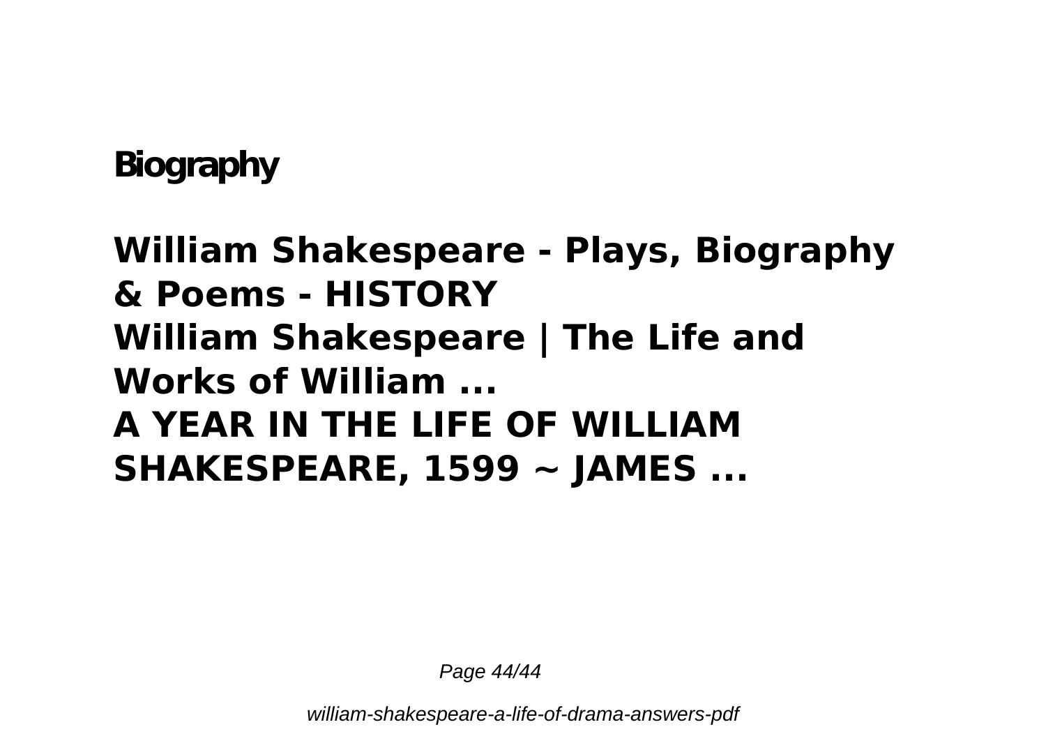**Biography**

## William Shakespeare - Plays, Biography & Poems - HISTORY
## William Shakespeare | The Life and Works of William ...
## A YEAR IN THE LIFE OF WILLIAM SHAKESPEARE, 1599 ~ JAMES ...